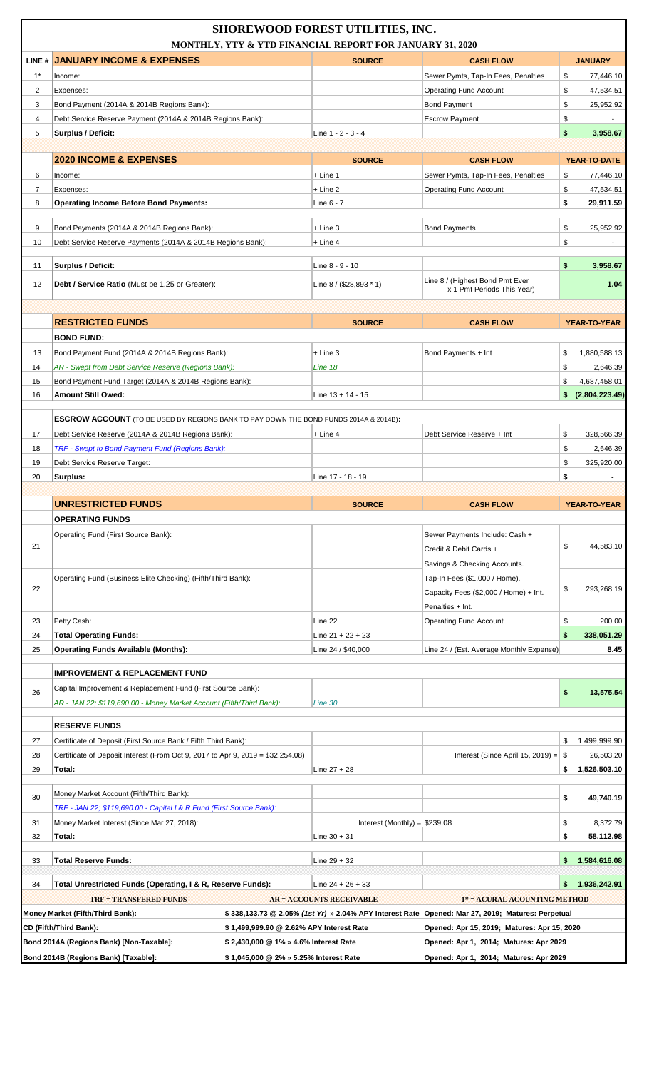# SHOREWOOD FOREST UTILITIES, INC.

## MONTHLY, YTY & YTD FINANCIAL REPORT FOR JANUARY 31, 2020

| LINE # | JANUARY INCOME & EXPENSES | SOURCE | CASH FLOW | JANUARY |
|---|---|---|---|---|
| 1* | Income: | | Sewer Pymts, Tap-In Fees, Penalties | $ 77,446.10 |
| 2 | Expenses: | | Operating Fund Account | $ 47,534.51 |
| 3 | Bond Payment (2014A & 2014B Regions Bank): | | Bond Payment | $ 25,952.92 |
| 4 | Debt Service Reserve Payment (2014A & 2014B Regions Bank): | | Escrow Payment | $ - |
| 5 | **Surplus / Deficit:** | Line 1 - 2 - 3 - 4 | | **$ 3,958.67** |

| LINE # | 2020 INCOME & EXPENSES | SOURCE | CASH FLOW | YEAR-TO-DATE |
|---|---|---|---|---|
| 6 | Income: | + Line 1 | Sewer Pymts, Tap-In Fees, Penalties | $ 77,446.10 |
| 7 | Expenses: | + Line 2 | Operating Fund Account | $ 47,534.51 |
| 8 | **Operating Income Before Bond Payments:** | Line 6 - 7 | | **$ 29,911.59** |
| 9 | Bond Payments (2014A & 2014B Regions Bank): | + Line 3 | Bond Payments | $ 25,952.92 |
| 10 | Debt Service Reserve Payments (2014A & 2014B Regions Bank): | + Line 4 | | $ - |
| 11 | **Surplus / Deficit:** | Line 8 - 9 - 10 | | **$ 3,958.67** |
| 12 | **Debt / Service Ratio** (Must be 1.25 or Greater): | Line 8 / ($28,893 * 1) | Line 8 / (Highest Bond Pmt Ever x 1 Pmt Periods This Year) | **1.04** |

| LINE # | RESTRICTED FUNDS | SOURCE | CASH FLOW | YEAR-TO-YEAR |
|---|---|---|---|---|
| | **BOND FUND:** | | | |
| 13 | Bond Payment Fund (2014A & 2014B Regions Bank): | + Line 3 | Bond Payments + Int | $ 1,880,588.13 |
| 14 | *AR - Swept from Debt Service Reserve (Regions Bank):* | *Line 18* | | $ 2,646.39 |
| 15 | Bond Payment Fund Target (2014A & 2014B Regions Bank): | | | $ 4,687,458.01 |
| 16 | **Amount Still Owed:** | Line 13 + 14 - 15 | | **$ (2,804,223.49)** |
| | **ESCROW ACCOUNT** (TO BE USED BY REGIONS BANK TO PAY DOWN THE BOND FUNDS 2014A & 2014B): | | | |
| 17 | Debt Service Reserve (2014A & 2014B Regions Bank): | + Line 4 | Debt Service Reserve + Int | $ 328,566.39 |
| 18 | *TRF - Swept to Bond Payment Fund (Regions Bank):* | | | $ 2,646.39 |
| 19 | Debt Service Reserve Target: | | | $ 325,920.00 |
| 20 | **Surplus:** | Line 17 - 18 - 19 | | **$ -** |

| LINE # | UNRESTRICTED FUNDS | SOURCE | CASH FLOW | YEAR-TO-YEAR |
|---|---|---|---|---|
| | **OPERATING FUNDS** | | | |
| 21 | Operating Fund (First Source Bank): | | Sewer Payments Include: Cash + Credit & Debit Cards + Savings & Checking Accounts. | $ 44,583.10 |
| 22 | Operating Fund (Business Elite Checking) (Fifth/Third Bank): | | Tap-In Fees ($1,000 / Home). Capacity Fees ($2,000 / Home) + Int. Penalties + Int. | $ 293,268.19 |
| 23 | Petty Cash: | Line 22 | Operating Fund Account | $ 200.00 |
| 24 | **Total Operating Funds:** | Line 21 + 22 + 23 | | **$ 338,051.29** |
| 25 | **Operating Funds Available (Months):** | Line 24 / $40,000 | Line 24 / (Est. Average Monthly Expense) | **8.45** |
| | **IMPROVEMENT & REPLACEMENT FUND** | | | |
| 26 | Capital Improvement & Replacement Fund (First Source Bank): *AR - JAN 22; $119,690.00 - Money Market Account (Fifth/Third Bank):* | *Line 30* | | **$ 13,575.54** |
| | **RESERVE FUNDS** | | | |
| 27 | Certificate of Deposit (First Source Bank / Fifth Third Bank): | | | $ 1,499,999.90 |
| 28 | Certificate of Deposit Interest (From Oct 9, 2017 to Apr 9, 2019 = $32,254.08) | | Interest (Since April 15, 2019) = | $ 26,503.20 |
| 29 | **Total:** | Line 27 + 28 | | **$ 1,526,503.10** |
| 30 | Money Market Account (Fifth/Third Bank): *TRF - JAN 22; $119,690.00 - Capital I & R Fund (First Source Bank):* | | | **$ 49,740.19** |
| 31 | Money Market Interest (Since Mar 27, 2018): | Interest (Monthly) = $239.08 | | $ 8,372.79 |
| 32 | **Total:** | Line 30 + 31 | | **$ 58,112.98** |
| 33 | **Total Reserve Funds:** | Line 29 + 32 | | **$ 1,584,616.08** |
| 34 | **Total Unrestricted Funds (Operating, I & R, Reserve Funds):** | Line 24 + 26 + 33 | | **$ 1,936,242.91** |

| TRF = TRANSFERED FUNDS | AR = ACCOUNTS RECEIVABLE | 1* = ACURAL ACOUNTING METHOD |
|---|---|---|
| **Money Market (Fifth/Third Bank):** | **$ 338,133.73 @ 2.05% *(1st Yr)* » 2.04% APY Interest Rate** | **Opened: Mar 27, 2019; Matures: Perpetual** |
| **CD (Fifth/Third Bank):** | **$ 1,499,999.90 @ 2.62% APY Interest Rate** | **Opened: Apr 15, 2019; Matures: Apr 15, 2020** |
| **Bond 2014A (Regions Bank) [Non-Taxable]:** | **$ 2,430,000 @ 1% » 4.6% Interest Rate** | **Opened: Apr 1, 2014; Matures: Apr 2029** |
| **Bond 2014B (Regions Bank) [Taxable]:** | **$ 1,045,000 @ 2% » 5.25% Interest Rate** | **Opened: Apr 1, 2014; Matures: Apr 2029** |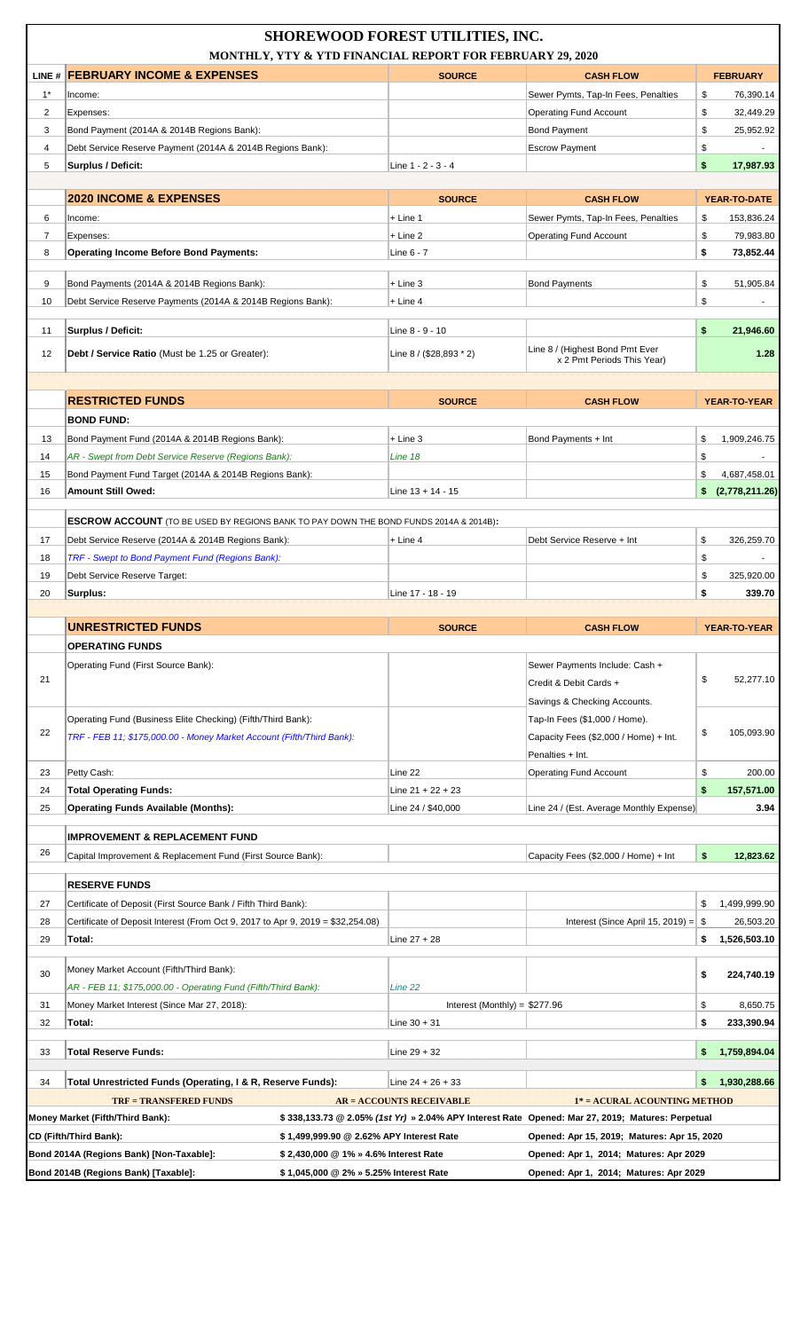# SHOREWOOD FOREST UTILITIES, INC.

## MONTHLY, YTY & YTD FINANCIAL REPORT FOR FEBRUARY 29, 2020

| LINE # | FEBRUARY INCOME & EXPENSES | SOURCE | CASH FLOW | FEBRUARY |
|---|---|---|---|---|
| 1* | Income: | | Sewer Pymts, Tap-In Fees, Penalties | $ 76,390.14 |
| 2 | Expenses: | | Operating Fund Account | $ 32,449.29 |
| 3 | Bond Payment (2014A & 2014B Regions Bank): | | Bond Payment | $ 25,952.92 |
| 4 | Debt Service Reserve Payment (2014A & 2014B Regions Bank): | | Escrow Payment | $ - |
| 5 | **Surplus / Deficit:** | Line 1 - 2 - 3 - 4 | | **$ 17,987.93** |

| | 2020 INCOME & EXPENSES | SOURCE | CASH FLOW | YEAR-TO-DATE |
|---|---|---|---|---|
| 6 | Income: | + Line 1 | Sewer Pymts, Tap-In Fees, Penalties | $ 153,836.24 |
| 7 | Expenses: | + Line 2 | Operating Fund Account | $ 79,983.80 |
| 8 | **Operating Income Before Bond Payments:** | Line 6 - 7 | | **$ 73,852.44** |
| 9 | Bond Payments (2014A & 2014B Regions Bank): | + Line 3 | Bond Payments | $ 51,905.84 |
| 10 | Debt Service Reserve Payments (2014A & 2014B Regions Bank): | + Line 4 | | $ - |
| 11 | **Surplus / Deficit:** | Line 8 - 9 - 10 | | **$ 21,946.60** |
| 12 | **Debt / Service Ratio** (Must be 1.25 or Greater): | Line 8 / ($28,893 * 2) | Line 8 / (Highest Bond Pmt Ever x 2 Pmt Periods This Year) | **1.28** |

| | RESTRICTED FUNDS | SOURCE | CASH FLOW | YEAR-TO-YEAR |
|---|---|---|---|---|
| | **BOND FUND:** | | | |
| 13 | Bond Payment Fund (2014A & 2014B Regions Bank): | + Line 3 | Bond Payments + Int | $ 1,909,246.75 |
| 14 | *AR - Swept from Debt Service Reserve (Regions Bank):* | *Line 18* | | $ - |
| 15 | Bond Payment Fund Target (2014A & 2014B Regions Bank): | | | $ 4,687,458.01 |
| 16 | **Amount Still Owed:** | Line 13 + 14 - 15 | | **$ (2,778,211.26)** |
| | **ESCROW ACCOUNT** (TO BE USED BY REGIONS BANK TO PAY DOWN THE BOND FUNDS 2014A & 2014B): | | | |
| 17 | Debt Service Reserve (2014A & 2014B Regions Bank): | + Line 4 | Debt Service Reserve + Int | $ 326,259.70 |
| 18 | *TRF - Swept to Bond Payment Fund (Regions Bank):* | | | $ - |
| 19 | Debt Service Reserve Target: | | | $ 325,920.00 |
| 20 | **Surplus:** | Line 17 - 18 - 19 | | **$ 339.70** |

| | UNRESTRICTED FUNDS | SOURCE | CASH FLOW | YEAR-TO-YEAR |
|---|---|---|---|---|
| | **OPERATING FUNDS** | | | |
| 21 | Operating Fund (First Source Bank): | | Sewer Payments Include: Cash + Credit & Debit Cards + Savings & Checking Accounts. | $ 52,277.10 |
| 22 | Operating Fund (Business Elite Checking) (Fifth/Third Bank): *TRF - FEB 11; $175,000.00 - Money Market Account (Fifth/Third Bank):* | | Tap-In Fees ($1,000 / Home). Capacity Fees ($2,000 / Home) + Int. Penalties + Int. | $ 105,093.90 |
| 23 | Petty Cash: | Line 22 | Operating Fund Account | $ 200.00 |
| 24 | **Total Operating Funds:** | Line 21 + 22 + 23 | | **$ 157,571.00** |
| 25 | **Operating Funds Available (Months):** | Line 24 / $40,000 | Line 24 / (Est. Average Monthly Expense) | **3.94** |
| | **IMPROVEMENT & REPLACEMENT FUND** | | | |
| 26 | Capital Improvement & Replacement Fund (First Source Bank): | | Capacity Fees ($2,000 / Home) + Int | **$ 12,823.62** |
| | **RESERVE FUNDS** | | | |
| 27 | Certificate of Deposit (First Source Bank / Fifth Third Bank): | | | $ 1,499,999.90 |
| 28 | Certificate of Deposit Interest (From Oct 9, 2017 to Apr 9, 2019 = $32,254.08) | | Interest (Since April 15, 2019) = | $ 26,503.20 |
| 29 | **Total:** | Line 27 + 28 | | **$ 1,526,503.10** |
| 30 | Money Market Account (Fifth/Third Bank): *AR - FEB 11; $175,000.00 - Operating Fund (Fifth/Third Bank):* | *Line 22* | | **$ 224,740.19** |
| 31 | Money Market Interest (Since Mar 27, 2018): | Interest (Monthly) = $277.96 | | $ 8,650.75 |
| 32 | **Total:** | Line 30 + 31 | | **$ 233,390.94** |
| 33 | **Total Reserve Funds:** | Line 29 + 32 | | **$ 1,759,894.04** |
| 34 | **Total Unrestricted Funds (Operating, I & R, Reserve Funds):** | Line 24 + 26 + 33 | | **$ 1,930,288.66** |

| TRF = TRANSFERED FUNDS | AR = ACCOUNTS RECEIVABLE | 1* = ACURAL ACOUNTING METHOD |
|---|---|---|
| **Money Market (Fifth/Third Bank):** | $ 338,133.73 @ 2.05% *(1st Yr)* » 2.04% APY Interest Rate | Opened: Mar 27, 2019; Matures: Perpetual |
| **CD (Fifth/Third Bank):** | $ 1,499,999.90 @ 2.62% APY Interest Rate | Opened: Apr 15, 2019; Matures: Apr 15, 2020 |
| **Bond 2014A (Regions Bank) [Non-Taxable]:** | $ 2,430,000 @ 1% » 4.6% Interest Rate | Opened: Apr 1, 2014; Matures: Apr 2029 |
| **Bond 2014B (Regions Bank) [Taxable]:** | $ 1,045,000 @ 2% » 5.25% Interest Rate | Opened: Apr 1, 2014; Matures: Apr 2029 |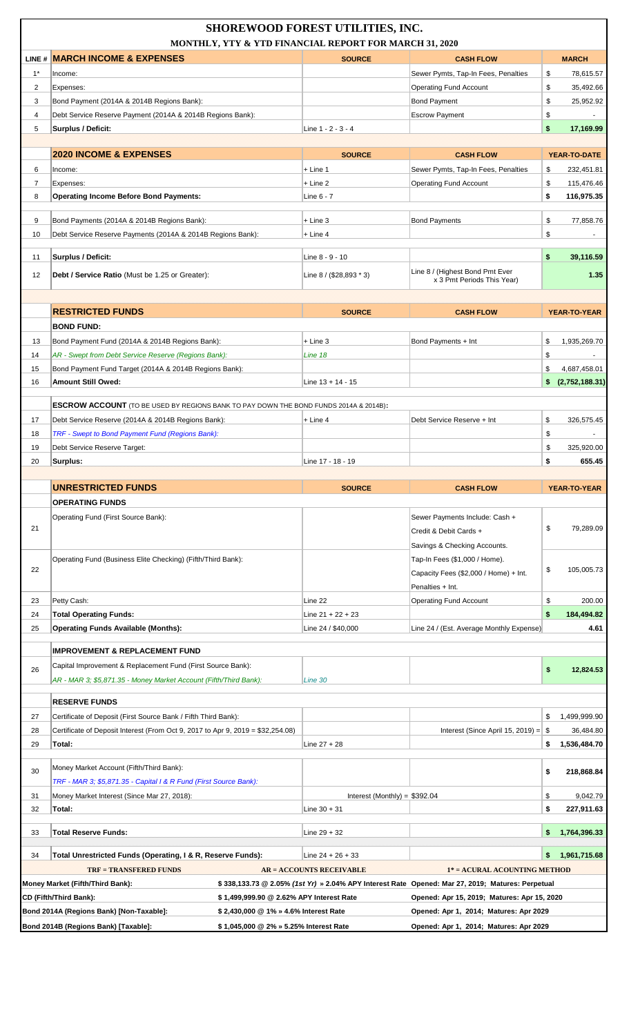# SHOREWOOD FOREST UTILITIES, INC.

## MONTHLY, YTY & YTD FINANCIAL REPORT FOR MARCH 31, 2020

| LINE # | MARCH INCOME & EXPENSES | SOURCE | CASH FLOW | MARCH |
|---|---|---|---|---|
| 1* | Income: | | Sewer Pymts, Tap-In Fees, Penalties | $ 78,615.57 |
| 2 | Expenses: | | Operating Fund Account | $ 35,492.66 |
| 3 | Bond Payment (2014A & 2014B Regions Bank): | | Bond Payment | $ 25,952.92 |
| 4 | Debt Service Reserve Payment (2014A & 2014B Regions Bank): | | Escrow Payment | $ - |
| 5 | **Surplus / Deficit:** | Line 1 - 2 - 3 - 4 | | **$ 17,169.99** |
| | **2020 INCOME & EXPENSES** | **SOURCE** | **CASH FLOW** | **YEAR-TO-DATE** |
| 6 | Income: | + Line 1 | Sewer Pymts, Tap-In Fees, Penalties | $ 232,451.81 |
| 7 | Expenses: | + Line 2 | Operating Fund Account | $ 115,476.46 |
| 8 | **Operating Income Before Bond Payments:** | Line 6 - 7 | | **$ 116,975.35** |
| 9 | Bond Payments (2014A & 2014B Regions Bank): | + Line 3 | Bond Payments | $ 77,858.76 |
| 10 | Debt Service Reserve Payments (2014A & 2014B Regions Bank): | + Line 4 | | $ - |
| 11 | **Surplus / Deficit:** | Line 8 - 9 - 10 | | **$ 39,116.59** |
| 12 | **Debt / Service Ratio** (Must be 1.25 or Greater): | Line 8 / ($28,893 * 3) | Line 8 / (Highest Bond Pmt Ever x 3 Pmt Periods This Year) | **1.35** |
| | **RESTRICTED FUNDS** | **SOURCE** | **CASH FLOW** | **YEAR-TO-YEAR** |
| | **BOND FUND:** | | | |
| 13 | Bond Payment Fund (2014A & 2014B Regions Bank): | + Line 3 | Bond Payments + Int | $ 1,935,269.70 |
| 14 | *AR - Swept from Debt Service Reserve (Regions Bank):* | *Line 18* | | $ - |
| 15 | Bond Payment Fund Target (2014A & 2014B Regions Bank): | | | $ 4,687,458.01 |
| 16 | **Amount Still Owed:** | Line 13 + 14 - 15 | | **$ (2,752,188.31)** |
| | **ESCROW ACCOUNT** (TO BE USED BY REGIONS BANK TO PAY DOWN THE BOND FUNDS 2014A & 2014B): | | | |
| 17 | Debt Service Reserve (2014A & 2014B Regions Bank): | + Line 4 | Debt Service Reserve + Int | $ 326,575.45 |
| 18 | *TRF - Swept to Bond Payment Fund (Regions Bank):* | | | $ - |
| 19 | Debt Service Reserve Target: | | | $ 325,920.00 |
| 20 | **Surplus:** | Line 17 - 18 - 19 | | **$ 655.45** |
| | **UNRESTRICTED FUNDS** | **SOURCE** | **CASH FLOW** | **YEAR-TO-YEAR** |
| | **OPERATING FUNDS** | | | |
| 21 | Operating Fund (First Source Bank): | | Sewer Payments Include: Cash + Credit & Debit Cards + Savings & Checking Accounts. | $ 79,289.09 |
| 22 | Operating Fund (Business Elite Checking) (Fifth/Third Bank): | | Tap-In Fees ($1,000 / Home). Capacity Fees ($2,000 / Home) + Int. Penalties + Int. | $ 105,005.73 |
| 23 | Petty Cash: | Line 22 | Operating Fund Account | $ 200.00 |
| 24 | **Total Operating Funds:** | Line 21 + 22 + 23 | | **$ 184,494.82** |
| 25 | **Operating Funds Available (Months):** | Line 24 / $40,000 | Line 24 / (Est. Average Monthly Expense) | **4.61** |
| | **IMPROVEMENT & REPLACEMENT FUND** | | | |
| 26 | Capital Improvement & Replacement Fund (First Source Bank): *AR - MAR 3; $5,871.35 - Money Market Account (Fifth/Third Bank):* | *Line 30* | | **$ 12,824.53** |
| | **RESERVE FUNDS** | | | |
| 27 | Certificate of Deposit (First Source Bank / Fifth Third Bank): | | | $ 1,499,999.90 |
| 28 | Certificate of Deposit Interest (From Oct 9, 2017 to Apr 9, 2019 = $32,254.08) | | Interest (Since April 15, 2019) = | $ 36,484.80 |
| 29 | **Total:** | Line 27 + 28 | | **$ 1,536,484.70** |
| 30 | Money Market Account (Fifth/Third Bank): *TRF - MAR 3; $5,871.35 - Capital I & R Fund (First Source Bank):* | | | **$ 218,868.84** |
| 31 | Money Market Interest (Since Mar 27, 2018): | Interest (Monthly) = $392.04 | | $ 9,042.79 |
| 32 | **Total:** | Line 30 + 31 | | **$ 227,911.63** |
| 33 | **Total Reserve Funds:** | Line 29 + 32 | | **$ 1,764,396.33** |
| 34 | **Total Unrestricted Funds (Operating, I & R, Reserve Funds):** | Line 24 + 26 + 33 | | **$ 1,961,715.68** |

| TRF = TRANSFERED FUNDS | AR = ACCOUNTS RECEIVABLE | 1* = ACURAL ACOUNTING METHOD |
|---|---|---|

| | | |
|---|---|---|
| **Money Market (Fifth/Third Bank):** | **$ 338,133.73 @ 2.05% *(1st Yr)* » 2.04% APY Interest Rate** | **Opened: Mar 27, 2019; Matures: Perpetual** |
| **CD (Fifth/Third Bank):** | **$ 1,499,999.90 @ 2.62% APY Interest Rate** | **Opened: Apr 15, 2019; Matures: Apr 15, 2020** |
| **Bond 2014A (Regions Bank) [Non-Taxable]:** | **$ 2,430,000 @ 1% » 4.6% Interest Rate** | **Opened: Apr 1, 2014; Matures: Apr 2029** |
| **Bond 2014B (Regions Bank) [Taxable]:** | **$ 1,045,000 @ 2% » 5.25% Interest Rate** | **Opened: Apr 1, 2014; Matures: Apr 2029** |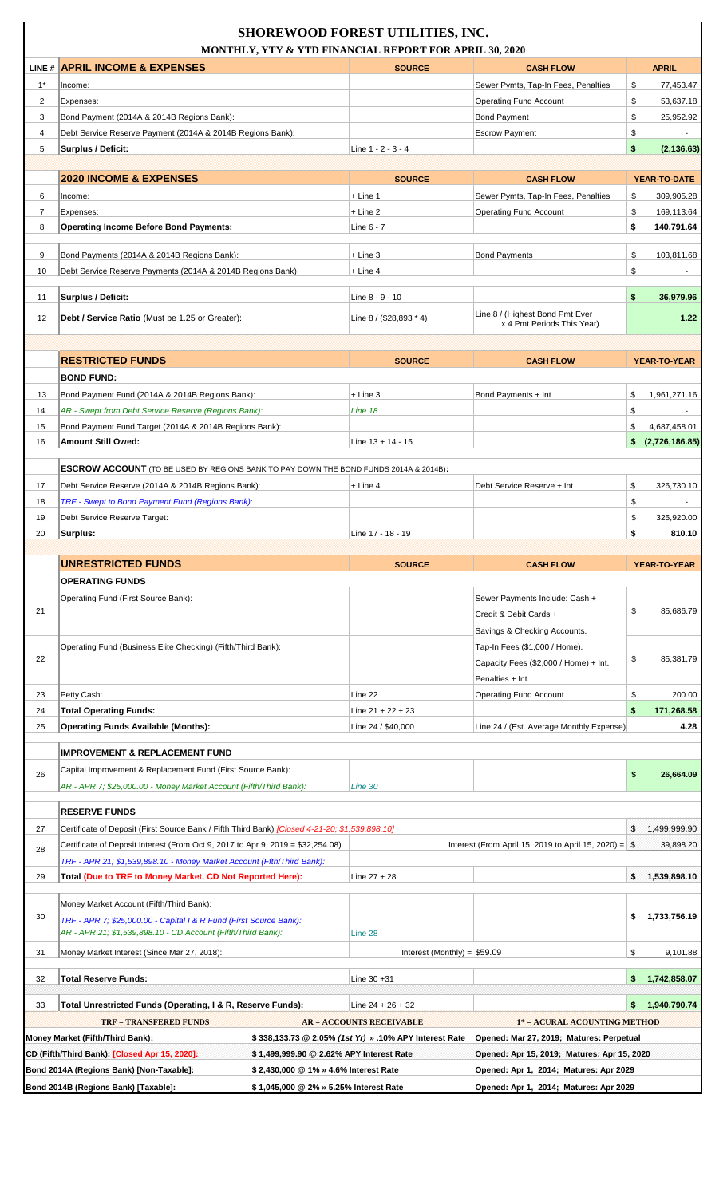# SHOREWOOD FOREST UTILITIES, INC.

## MONTHLY, YTY & YTD FINANCIAL REPORT FOR APRIL 30, 2020

| LINE # | APRIL INCOME & EXPENSES | SOURCE | CASH FLOW | APRIL |
|---|---|---|---|---|
| 1* | Income: | | Sewer Pymts, Tap-In Fees, Penalties | $ 77,453.47 |
| 2 | Expenses: | | Operating Fund Account | $ 53,637.18 |
| 3 | Bond Payment (2014A & 2014B Regions Bank): | | Bond Payment | $ 25,952.92 |
| 4 | Debt Service Reserve Payment (2014A & 2014B Regions Bank): | | Escrow Payment | $ - |
| 5 | **Surplus / Deficit:** | Line 1 - 2 - 3 - 4 | | **$ (2,136.63)** |
| | **2020 INCOME & EXPENSES** | **SOURCE** | **CASH FLOW** | **YEAR-TO-DATE** |
| 6 | Income: | + Line 1 | Sewer Pymts, Tap-In Fees, Penalties | $ 309,905.28 |
| 7 | Expenses: | + Line 2 | Operating Fund Account | $ 169,113.64 |
| 8 | **Operating Income Before Bond Payments:** | Line 6 - 7 | | **$ 140,791.64** |
| 9 | Bond Payments (2014A & 2014B Regions Bank): | + Line 3 | Bond Payments | $ 103,811.68 |
| 10 | Debt Service Reserve Payments (2014A & 2014B Regions Bank): | + Line 4 | | $ - |
| 11 | **Surplus / Deficit:** | Line 8 - 9 - 10 | | **$ 36,979.96** |
| 12 | **Debt / Service Ratio** (Must be 1.25 or Greater): | Line 8 / ($28,893 * 4) | Line 8 / (Highest Bond Pmt Ever x 4 Pmt Periods This Year) | **1.22** |
| | **RESTRICTED FUNDS** | **SOURCE** | **CASH FLOW** | **YEAR-TO-YEAR** |
| | **BOND FUND:** | | | |
| 13 | Bond Payment Fund (2014A & 2014B Regions Bank): | + Line 3 | Bond Payments + Int | $ 1,961,271.16 |
| 14 | *AR - Swept from Debt Service Reserve (Regions Bank):* | *Line 18* | | $ - |
| 15 | Bond Payment Fund Target (2014A & 2014B Regions Bank): | | | $ 4,687,458.01 |
| 16 | **Amount Still Owed:** | Line 13 + 14 - 15 | | **$ (2,726,186.85)** |
| | **ESCROW ACCOUNT** (TO BE USED BY REGIONS BANK TO PAY DOWN THE BOND FUNDS 2014A & 2014B)**:** | | | |
| 17 | Debt Service Reserve (2014A & 2014B Regions Bank): | + Line 4 | Debt Service Reserve + Int | $ 326,730.10 |
| 18 | *TRF - Swept to Bond Payment Fund (Regions Bank):* | | | $ - |
| 19 | Debt Service Reserve Target: | | | $ 325,920.00 |
| 20 | **Surplus:** | Line 17 - 18 - 19 | | **$ 810.10** |
| | **UNRESTRICTED FUNDS** | **SOURCE** | **CASH FLOW** | **YEAR-TO-YEAR** |
| | **OPERATING FUNDS** | | | |
| 21 | Operating Fund (First Source Bank): | | Sewer Payments Include: Cash + Credit & Debit Cards + Savings & Checking Accounts. | $ 85,686.79 |
| 22 | Operating Fund (Business Elite Checking) (Fifth/Third Bank): | | Tap-In Fees ($1,000 / Home). Capacity Fees ($2,000 / Home) + Int. Penalties + Int. | $ 85,381.79 |
| 23 | Petty Cash: | Line 22 | Operating Fund Account | $ 200.00 |
| 24 | **Total Operating Funds:** | Line 21 + 22 + 23 | | **$ 171,268.58** |
| 25 | **Operating Funds Available (Months):** | Line 24 / $40,000 | Line 24 / (Est. Average Monthly Expense) | **4.28** |
| | **IMPROVEMENT & REPLACEMENT FUND** | | | |
| 26 | Capital Improvement & Replacement Fund (First Source Bank): *AR - APR 7; $25,000.00 - Money Market Account (Fifth/Third Bank):* | *Line 30* | | **$ 26,664.09** |
| | **RESERVE FUNDS** | | | |
| 27 | Certificate of Deposit (First Source Bank / Fifth Third Bank) *[Closed 4-21-20; $1,539,898.10]* | | | $ 1,499,999.90 |
| 28 | Certificate of Deposit Interest (From Oct 9, 2017 to Apr 9, 2019 = $32,254.08) *TRF - APR 21; $1,539,898.10 - Money Market Account (Fifth/Third Bank):* | | Interest (From April 15, 2019 to April 15, 2020) = | $ 39,898.20 |
| 29 | **Total (Due to TRF to Money Market, CD Not Reported Here):** | Line 27 + 28 | | **$ 1,539,898.10** |
| 30 | Money Market Account (Fifth/Third Bank): *TRF - APR 7; $25,000.00 - Capital I & R Fund (First Source Bank):* *AR - APR 21; $1,539,898.10 - CD Account (Fifth/Third Bank):* | Line 28 | | **$ 1,733,756.19** |
| 31 | Money Market Interest (Since Mar 27, 2018): | Interest (Monthly) = $59.09 | | $ 9,101.88 |
| 32 | **Total Reserve Funds:** | Line 30 +31 | | **$ 1,742,858.07** |
| 33 | **Total Unrestricted Funds (Operating, I & R, Reserve Funds):** | Line 24 + 26 + 32 | | **$ 1,940,790.74** |

**TRF = TRANSFERED FUNDS** | **AR = ACCOUNTS RECEIVABLE** | **1* = ACURAL ACOUNTING METHOD**

| | | |
|---|---|---|
| **Money Market (Fifth/Third Bank):** | **$ 338,133.73 @ 2.05% *(1st Yr)* » .10% APY Interest Rate** | **Opened: Mar 27, 2019; Matures: Perpetual** |
| **CD (Fifth/Third Bank): [Closed Apr 15, 2020]:** | **$ 1,499,999.90 @ 2.62% APY Interest Rate** | **Opened: Apr 15, 2019; Matures: Apr 15, 2020** |
| **Bond 2014A (Regions Bank) [Non-Taxable]:** | **$ 2,430,000 @ 1% » 4.6% Interest Rate** | **Opened: Apr 1, 2014; Matures: Apr 2029** |
| **Bond 2014B (Regions Bank) [Taxable]:** | **$ 1,045,000 @ 2% » 5.25% Interest Rate** | **Opened: Apr 1, 2014; Matures: Apr 2029** |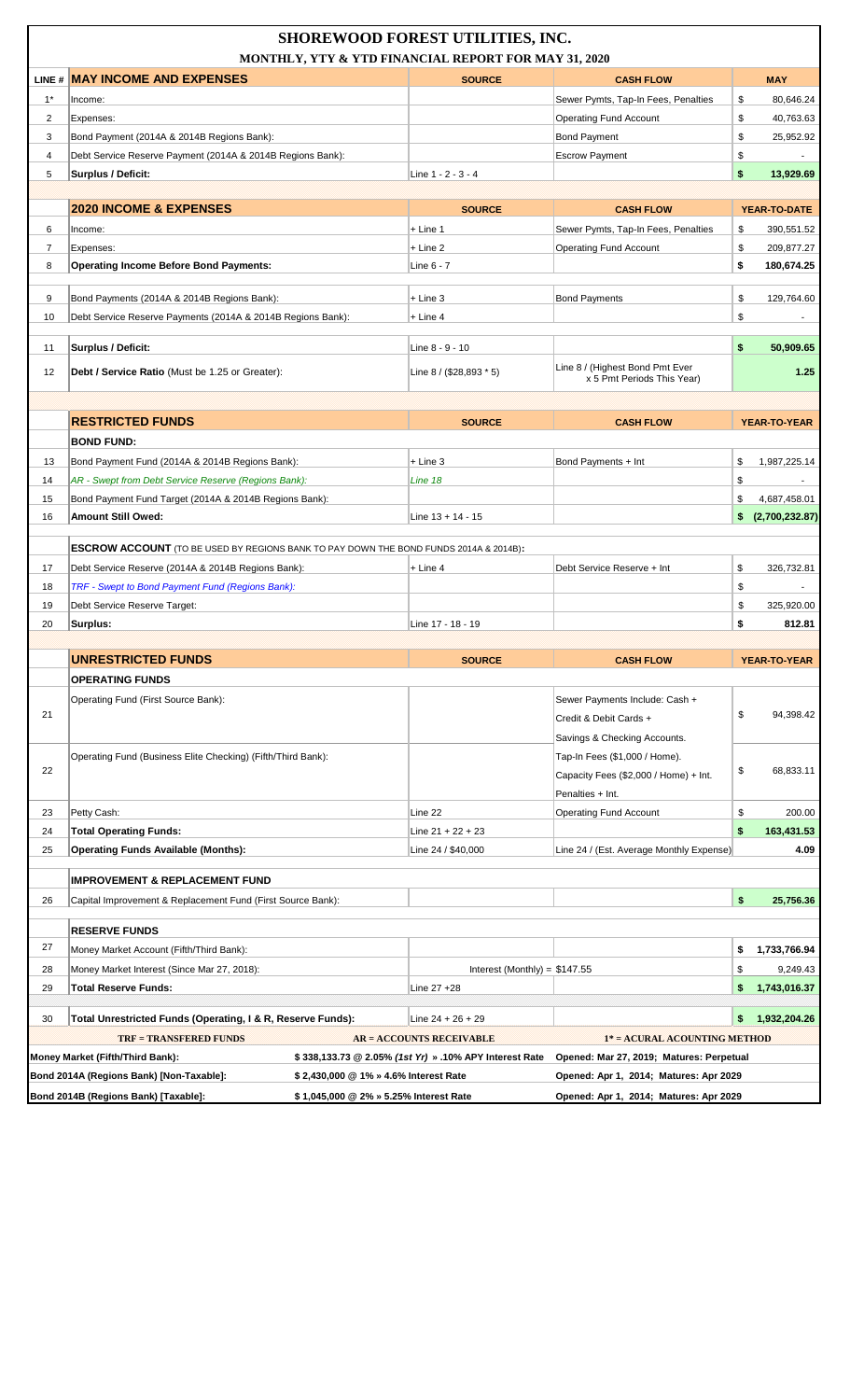# SHOREWOOD FOREST UTILITIES, INC.

## MONTHLY, YTY & YTD FINANCIAL REPORT FOR MAY 31, 2020

| LINE # | MAY INCOME AND EXPENSES | SOURCE | CASH FLOW | MAY |
|---|---|---|---|---|
| 1* | Income: | | Sewer Pymts, Tap-In Fees, Penalties | $ 80,646.24 |
| 2 | Expenses: | | Operating Fund Account | $ 40,763.63 |
| 3 | Bond Payment (2014A & 2014B Regions Bank): | | Bond Payment | $ 25,952.92 |
| 4 | Debt Service Reserve Payment (2014A & 2014B Regions Bank): | | Escrow Payment | $ - |
| 5 | **Surplus / Deficit:** | Line 1 - 2 - 3 - 4 | | **$ 13,929.69** |
| | **2020 INCOME & EXPENSES** | **SOURCE** | **CASH FLOW** | **YEAR-TO-DATE** |
| 6 | Income: | + Line 1 | Sewer Pymts, Tap-In Fees, Penalties | $ 390,551.52 |
| 7 | Expenses: | + Line 2 | Operating Fund Account | $ 209,877.27 |
| 8 | **Operating Income Before Bond Payments:** | Line 6 - 7 | | **$ 180,674.25** |
| 9 | Bond Payments (2014A & 2014B Regions Bank): | + Line 3 | Bond Payments | $ 129,764.60 |
| 10 | Debt Service Reserve Payments (2014A & 2014B Regions Bank): | + Line 4 | | $ - |
| 11 | **Surplus / Deficit:** | Line 8 - 9 - 10 | | **$ 50,909.65** |
| 12 | **Debt / Service Ratio** (Must be 1.25 or Greater): | Line 8 / ($28,893 * 5) | Line 8 / (Highest Bond Pmt Ever x 5 Pmt Periods This Year) | **1.25** |
| | **RESTRICTED FUNDS** | **SOURCE** | **CASH FLOW** | **YEAR-TO-YEAR** |
| | **BOND FUND:** | | | |
| 13 | Bond Payment Fund (2014A & 2014B Regions Bank): | + Line 3 | Bond Payments + Int | $ 1,987,225.14 |
| 14 | *AR - Swept from Debt Service Reserve (Regions Bank):* | *Line 18* | | $ - |
| 15 | Bond Payment Fund Target (2014A & 2014B Regions Bank): | | | $ 4,687,458.01 |
| 16 | **Amount Still Owed:** | Line 13 + 14 - 15 | | **$ (2,700,232.87)** |
| | **ESCROW ACCOUNT** (TO BE USED BY REGIONS BANK TO PAY DOWN THE BOND FUNDS 2014A & 2014B): | | | |
| 17 | Debt Service Reserve (2014A & 2014B Regions Bank): | + Line 4 | Debt Service Reserve + Int | $ 326,732.81 |
| 18 | *TRF - Swept to Bond Payment Fund (Regions Bank):* | | | $ - |
| 19 | Debt Service Reserve Target: | | | $ 325,920.00 |
| 20 | **Surplus:** | Line 17 - 18 - 19 | | **$ 812.81** |
| | **UNRESTRICTED FUNDS** | **SOURCE** | **CASH FLOW** | **YEAR-TO-YEAR** |
| | **OPERATING FUNDS** | | | |
| 21 | Operating Fund (First Source Bank): | | Sewer Payments Include: Cash + Credit & Debit Cards + Savings & Checking Accounts. | $ 94,398.42 |
| 22 | Operating Fund (Business Elite Checking) (Fifth/Third Bank): | | Tap-In Fees ($1,000 / Home). Capacity Fees ($2,000 / Home) + Int. Penalties + Int. | $ 68,833.11 |
| 23 | Petty Cash: | Line 22 | Operating Fund Account | $ 200.00 |
| 24 | **Total Operating Funds:** | Line 21 + 22 + 23 | | **$ 163,431.53** |
| 25 | **Operating Funds Available (Months):** | Line 24 / $40,000 | Line 24 / (Est. Average Monthly Expense) | **4.09** |
| | **IMPROVEMENT & REPLACEMENT FUND** | | | |
| 26 | Capital Improvement & Replacement Fund (First Source Bank): | | | **$ 25,756.36** |
| | **RESERVE FUNDS** | | | |
| 27 | Money Market Account (Fifth/Third Bank): | | | **$ 1,733,766.94** |
| 28 | Money Market Interest (Since Mar 27, 2018): | Interest (Monthly) = $147.55 | | $ 9,249.43 |
| 29 | **Total Reserve Funds:** | Line 27 +28 | | **$ 1,743,016.37** |
| 30 | **Total Unrestricted Funds (Operating, I & R, Reserve Funds):** | Line 24 + 26 + 29 | | **$ 1,932,204.26** |

| TRF = TRANSFERED FUNDS | AR = ACCOUNTS RECEIVABLE | 1* = ACURAL ACOUNTING METHOD |
|---|---|---|
| **Money Market (Fifth/Third Bank):** | $ 338,133.73 @ 2.05% *(1st Yr)* » .10% APY Interest Rate | Opened: Mar 27, 2019; Matures: Perpetual |
| **Bond 2014A (Regions Bank) [Non-Taxable]:** | $ 2,430,000 @ 1% » 4.6% Interest Rate | Opened: Apr 1, 2014; Matures: Apr 2029 |
| **Bond 2014B (Regions Bank) [Taxable]:** | $ 1,045,000 @ 2% » 5.25% Interest Rate | Opened: Apr 1, 2014; Matures: Apr 2029 |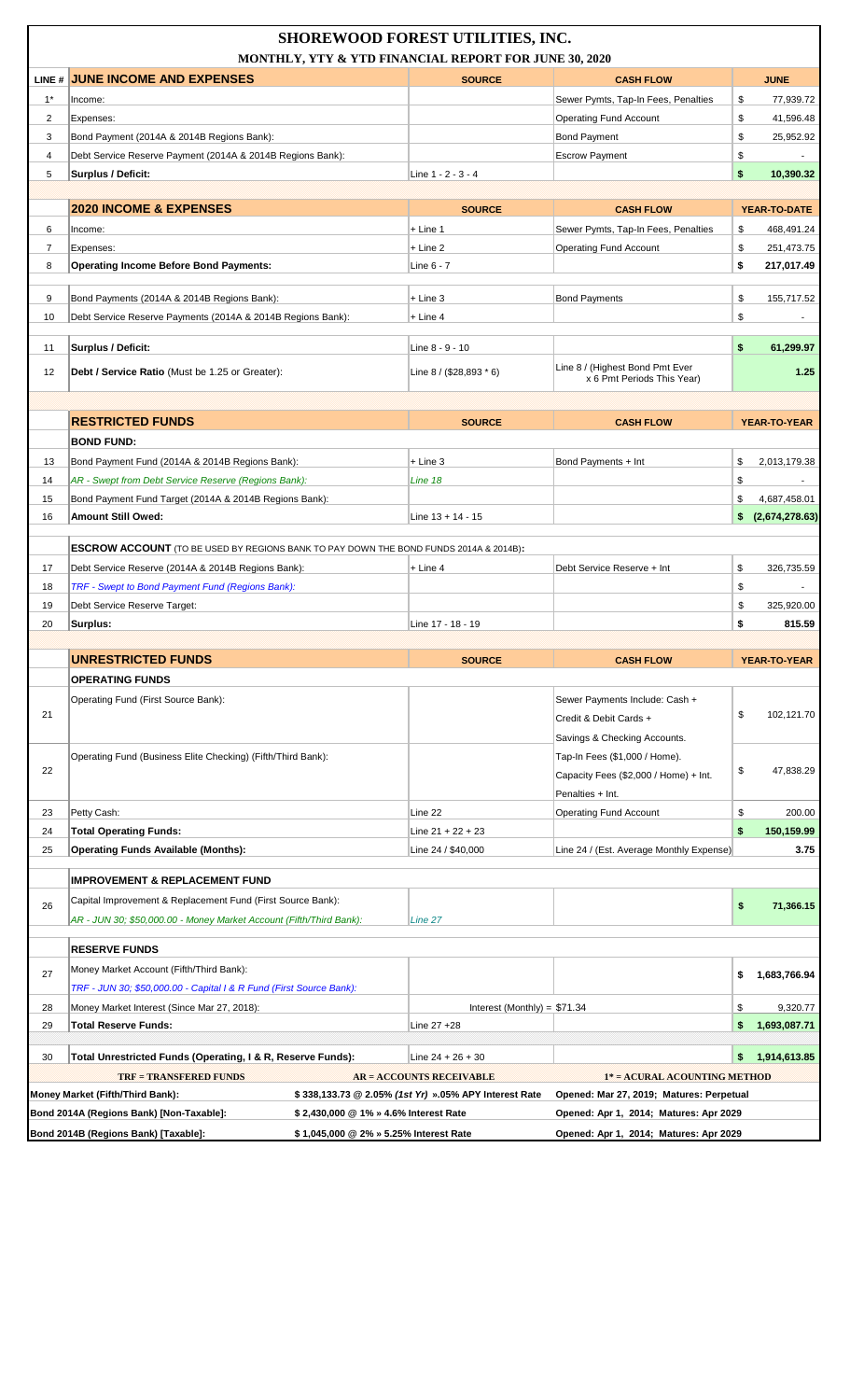# SHOREWOOD FOREST UTILITIES, INC.

## MONTHLY, YTY & YTD FINANCIAL REPORT FOR JUNE 30, 2020

| LINE # | JUNE INCOME AND EXPENSES | SOURCE | CASH FLOW | JUNE |
|---|---|---|---|---|
| 1* | Income: | | Sewer Pymts, Tap-In Fees, Penalties | $ 77,939.72 |
| 2 | Expenses: | | Operating Fund Account | $ 41,596.48 |
| 3 | Bond Payment (2014A & 2014B Regions Bank): | | Bond Payment | $ 25,952.92 |
| 4 | Debt Service Reserve Payment (2014A & 2014B Regions Bank): | | Escrow Payment | $ - |
| 5 | **Surplus / Deficit:** | Line 1 - 2 - 3 - 4 | | **$ 10,390.32** |
| | **2020 INCOME & EXPENSES** | **SOURCE** | **CASH FLOW** | **YEAR-TO-DATE** |
| 6 | Income: | + Line 1 | Sewer Pymts, Tap-In Fees, Penalties | $ 468,491.24 |
| 7 | Expenses: | + Line 2 | Operating Fund Account | $ 251,473.75 |
| 8 | **Operating Income Before Bond Payments:** | Line 6 - 7 | | **$ 217,017.49** |
| 9 | Bond Payments (2014A & 2014B Regions Bank): | + Line 3 | Bond Payments | $ 155,717.52 |
| 10 | Debt Service Reserve Payments (2014A & 2014B Regions Bank): | + Line 4 | | $ - |
| 11 | **Surplus / Deficit:** | Line 8 - 9 - 10 | | **$ 61,299.97** |
| 12 | **Debt / Service Ratio** (Must be 1.25 or Greater): | Line 8 / ($28,893 * 6) | Line 8 / (Highest Bond Pmt Ever x 6 Pmt Periods This Year) | **1.25** |
| | **RESTRICTED FUNDS** | **SOURCE** | **CASH FLOW** | **YEAR-TO-YEAR** |
| | **BOND FUND:** | | | |
| 13 | Bond Payment Fund (2014A & 2014B Regions Bank): | + Line 3 | Bond Payments + Int | $ 2,013,179.38 |
| 14 | *AR - Swept from Debt Service Reserve (Regions Bank):* | *Line 18* | | $ - |
| 15 | Bond Payment Fund Target (2014A & 2014B Regions Bank): | | | $ 4,687,458.01 |
| 16 | **Amount Still Owed:** | Line 13 + 14 - 15 | | **$ (2,674,278.63)** |
| | **ESCROW ACCOUNT** (TO BE USED BY REGIONS BANK TO PAY DOWN THE BOND FUNDS 2014A & 2014B): | | | |
| 17 | Debt Service Reserve (2014A & 2014B Regions Bank): | + Line 4 | Debt Service Reserve + Int | $ 326,735.59 |
| 18 | *TRF - Swept to Bond Payment Fund (Regions Bank):* | | | $ - |
| 19 | Debt Service Reserve Target: | | | $ 325,920.00 |
| 20 | **Surplus:** | Line 17 - 18 - 19 | | **$ 815.59** |
| | **UNRESTRICTED FUNDS** | **SOURCE** | **CASH FLOW** | **YEAR-TO-YEAR** |
| | **OPERATING FUNDS** | | | |
| 21 | Operating Fund (First Source Bank): | | Sewer Payments Include: Cash + Credit & Debit Cards + Savings & Checking Accounts. | $ 102,121.70 |
| 22 | Operating Fund (Business Elite Checking) (Fifth/Third Bank): | | Tap-In Fees ($1,000 / Home). Capacity Fees ($2,000 / Home) + Int. Penalties + Int. | $ 47,838.29 |
| 23 | Petty Cash: | Line 22 | Operating Fund Account | $ 200.00 |
| 24 | **Total Operating Funds:** | Line 21 + 22 + 23 | | **$ 150,159.99** |
| 25 | **Operating Funds Available (Months):** | Line 24 / $40,000 | Line 24 / (Est. Average Monthly Expense) | **3.75** |
| | **IMPROVEMENT & REPLACEMENT FUND** | | | |
| 26 | Capital Improvement & Replacement Fund (First Source Bank): *AR - JUN 30; $50,000.00 - Money Market Account (Fifth/Third Bank):* | *Line 27* | | **$ 71,366.15** |
| | **RESERVE FUNDS** | | | |
| 27 | Money Market Account (Fifth/Third Bank): *TRF - JUN 30; $50,000.00 - Capital I & R Fund (First Source Bank):* | | | **$ 1,683,766.94** |
| 28 | Money Market Interest (Since Mar 27, 2018): | Interest (Monthly) = $71.34 | | $ 9,320.77 |
| 29 | **Total Reserve Funds:** | Line 27 +28 | | **$ 1,693,087.71** |
| 30 | **Total Unrestricted Funds (Operating, I & R, Reserve Funds):** | Line 24 + 26 + 30 | | **$ 1,914,613.85** |

| TRF = TRANSFERED FUNDS | AR = ACCOUNTS RECEIVABLE | 1* = ACURAL ACOUNTING METHOD |
|---|---|---|
| **Money Market (Fifth/Third Bank):** | **$ 338,133.73 @ 2.05% *(1st Yr)* ».05% APY Interest Rate** | **Opened: Mar 27, 2019; Matures: Perpetual** |
| **Bond 2014A (Regions Bank) [Non-Taxable]:** | **$ 2,430,000 @ 1% » 4.6% Interest Rate** | **Opened: Apr 1, 2014; Matures: Apr 2029** |
| **Bond 2014B (Regions Bank) [Taxable]:** | **$ 1,045,000 @ 2% » 5.25% Interest Rate** | **Opened: Apr 1, 2014; Matures: Apr 2029** |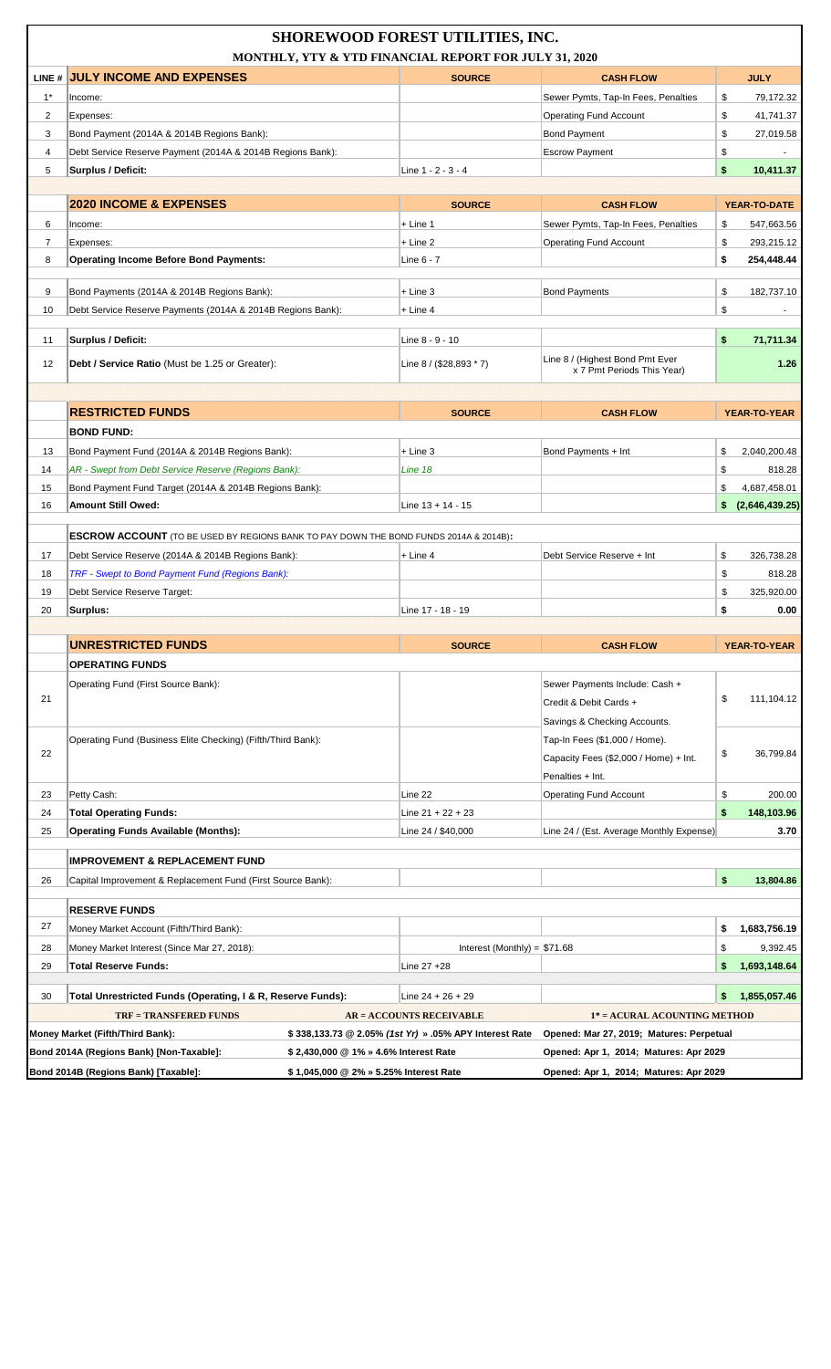# SHOREWOOD FOREST UTILITIES, INC.

## MONTHLY, YTY & YTD FINANCIAL REPORT FOR JULY 31, 2020

| LINE # | JULY INCOME AND EXPENSES | SOURCE | CASH FLOW | JULY |
|---|---|---|---|---|
| 1* | Income: | | Sewer Pymts, Tap-In Fees, Penalties | $ 79,172.32 |
| 2 | Expenses: | | Operating Fund Account | $ 41,741.37 |
| 3 | Bond Payment (2014A & 2014B Regions Bank): | | Bond Payment | $ 27,019.58 |
| 4 | Debt Service Reserve Payment (2014A & 2014B Regions Bank): | | Escrow Payment | $ - |
| 5 | **Surplus / Deficit:** | Line 1 - 2 - 3 - 4 | | **$ 10,411.37** |

| | 2020 INCOME & EXPENSES | SOURCE | CASH FLOW | YEAR-TO-DATE |
|---|---|---|---|---|
| 6 | Income: | + Line 1 | Sewer Pymts, Tap-In Fees, Penalties | $ 547,663.56 |
| 7 | Expenses: | + Line 2 | Operating Fund Account | $ 293,215.12 |
| 8 | **Operating Income Before Bond Payments:** | Line 6 - 7 | | **$ 254,448.44** |
| 9 | Bond Payments (2014A & 2014B Regions Bank): | + Line 3 | Bond Payments | $ 182,737.10 |
| 10 | Debt Service Reserve Payments (2014A & 2014B Regions Bank): | + Line 4 | | $ - |
| 11 | **Surplus / Deficit:** | Line 8 - 9 - 10 | | **$ 71,711.34** |
| 12 | **Debt / Service Ratio** (Must be 1.25 or Greater): | Line 8 / ($28,893 * 7) | Line 8 / (Highest Bond Pmt Ever x 7 Pmt Periods This Year) | **1.26** |

| | RESTRICTED FUNDS | SOURCE | CASH FLOW | YEAR-TO-YEAR |
|---|---|---|---|---|
| | **BOND FUND:** | | | |
| 13 | Bond Payment Fund (2014A & 2014B Regions Bank): | + Line 3 | Bond Payments + Int | $ 2,040,200.48 |
| 14 | *AR - Swept from Debt Service Reserve (Regions Bank):* | *Line 18* | | $ 818.28 |
| 15 | Bond Payment Fund Target (2014A & 2014B Regions Bank): | | | $ 4,687,458.01 |
| 16 | **Amount Still Owed:** | Line 13 + 14 - 15 | | **$ (2,646,439.25)** |
| | **ESCROW ACCOUNT** (TO BE USED BY REGIONS BANK TO PAY DOWN THE BOND FUNDS 2014A & 2014B): | | | |
| 17 | Debt Service Reserve (2014A & 2014B Regions Bank): | + Line 4 | Debt Service Reserve + Int | $ 326,738.28 |
| 18 | *TRF - Swept to Bond Payment Fund (Regions Bank):* | | | $ 818.28 |
| 19 | Debt Service Reserve Target: | | | $ 325,920.00 |
| 20 | **Surplus:** | Line 17 - 18 - 19 | | **$ 0.00** |

| | UNRESTRICTED FUNDS | SOURCE | CASH FLOW | YEAR-TO-YEAR |
|---|---|---|---|---|
| | **OPERATING FUNDS** | | | |
| 21 | Operating Fund (First Source Bank): | | Sewer Payments Include: Cash + Credit & Debit Cards + Savings & Checking Accounts. | $ 111,104.12 |
| 22 | Operating Fund (Business Elite Checking) (Fifth/Third Bank): | | Tap-In Fees ($1,000 / Home). Capacity Fees ($2,000 / Home) + Int. Penalties + Int. | $ 36,799.84 |
| 23 | Petty Cash: | Line 22 | Operating Fund Account | $ 200.00 |
| 24 | **Total Operating Funds:** | Line 21 + 22 + 23 | | **$ 148,103.96** |
| 25 | **Operating Funds Available (Months):** | Line 24 / $40,000 | Line 24 / (Est. Average Monthly Expense) | **3.70** |
| | **IMPROVEMENT & REPLACEMENT FUND** | | | |
| 26 | Capital Improvement & Replacement Fund (First Source Bank): | | | **$ 13,804.86** |
| | **RESERVE FUNDS** | | | |
| 27 | Money Market Account (Fifth/Third Bank): | | | **$ 1,683,756.19** |
| 28 | Money Market Interest (Since Mar 27, 2018): | Interest (Monthly) = $71.68 | | $ 9,392.45 |
| 29 | **Total Reserve Funds:** | Line 27 +28 | | **$ 1,693,148.64** |
| 30 | **Total Unrestricted Funds (Operating, I & R, Reserve Funds):** | Line 24 + 26 + 29 | | **$ 1,855,057.46** |

| TRF = TRANSFERED FUNDS | AR = ACCOUNTS RECEIVABLE | 1* = ACURAL ACOUNTING METHOD |
|---|---|---|
| **Money Market (Fifth/Third Bank):** | $ 338,133.73 @ 2.05% *(1st Yr)* » .05% APY Interest Rate | Opened: Mar 27, 2019; Matures: Perpetual |
| **Bond 2014A (Regions Bank) [Non-Taxable]:** | $ 2,430,000 @ 1% » 4.6% Interest Rate | Opened: Apr 1, 2014; Matures: Apr 2029 |
| **Bond 2014B (Regions Bank) [Taxable]:** | $ 1,045,000 @ 2% » 5.25% Interest Rate | Opened: Apr 1, 2014; Matures: Apr 2029 |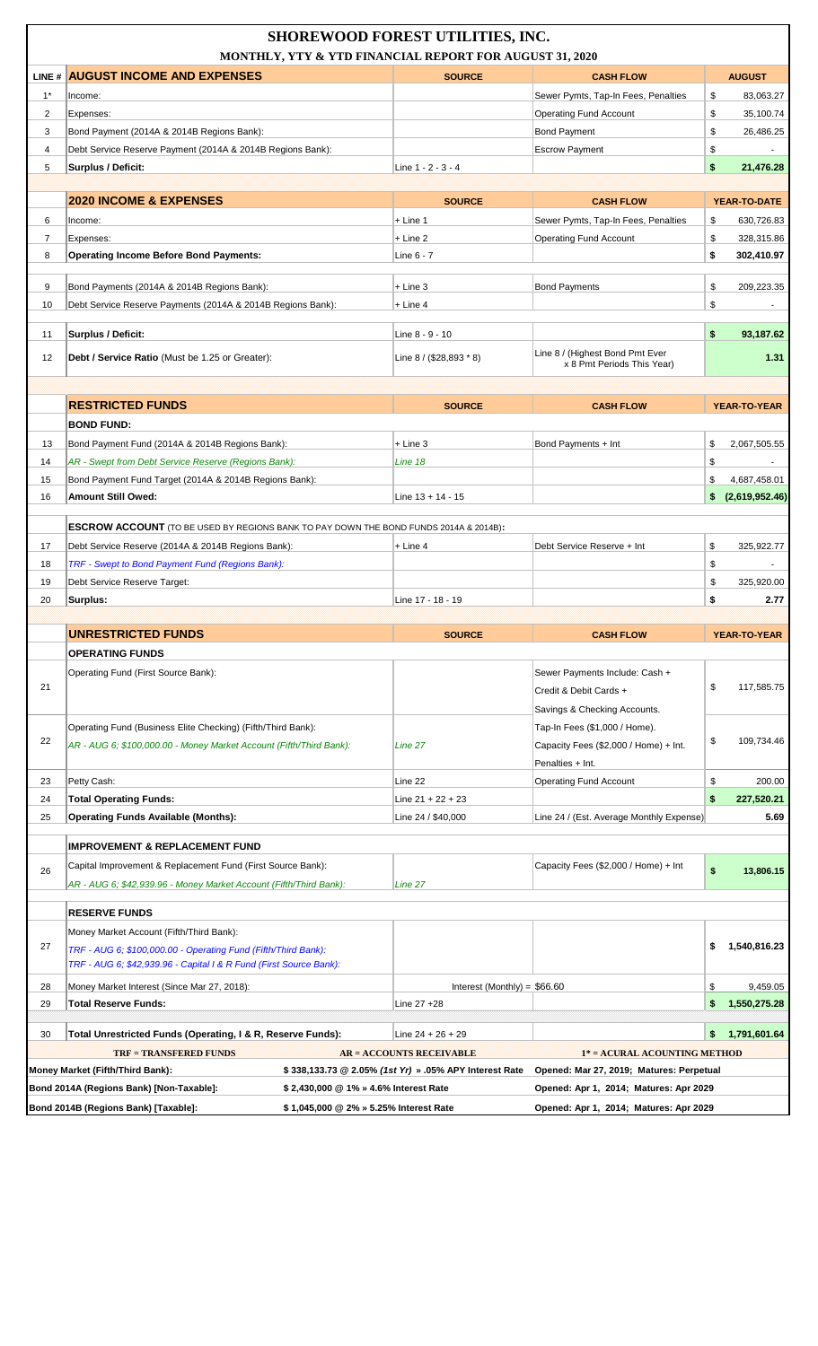# SHOREWOOD FOREST UTILITIES, INC.

## MONTHLY, YTY & YTD FINANCIAL REPORT FOR AUGUST 31, 2020

| LINE # | AUGUST INCOME AND EXPENSES | SOURCE | CASH FLOW | AUGUST |
|---|---|---|---|---|
| 1* | Income: | | Sewer Pymts, Tap-In Fees, Penalties | $ 83,063.27 |
| 2 | Expenses: | | Operating Fund Account | $ 35,100.74 |
| 3 | Bond Payment (2014A & 2014B Regions Bank): | | Bond Payment | $ 26,486.25 |
| 4 | Debt Service Reserve Payment (2014A & 2014B Regions Bank): | | Escrow Payment | $ - |
| 5 | **Surplus / Deficit:** | Line 1 - 2 - 3 - 4 | | **$ 21,476.28** |
| | **2020 INCOME & EXPENSES** | **SOURCE** | **CASH FLOW** | **YEAR-TO-DATE** |
| 6 | Income: | + Line 1 | Sewer Pymts, Tap-In Fees, Penalties | $ 630,726.83 |
| 7 | Expenses: | + Line 2 | Operating Fund Account | $ 328,315.86 |
| 8 | **Operating Income Before Bond Payments:** | Line 6 - 7 | | **$ 302,410.97** |
| 9 | Bond Payments (2014A & 2014B Regions Bank): | + Line 3 | Bond Payments | $ 209,223.35 |
| 10 | Debt Service Reserve Payments (2014A & 2014B Regions Bank): | + Line 4 | | $ - |
| 11 | **Surplus / Deficit:** | Line 8 - 9 - 10 | | **$ 93,187.62** |
| 12 | **Debt / Service Ratio** (Must be 1.25 or Greater): | Line 8 / ($28,893 * 8) | Line 8 / (Highest Bond Pmt Ever x 8 Pmt Periods This Year) | **1.31** |
| | **RESTRICTED FUNDS** | **SOURCE** | **CASH FLOW** | **YEAR-TO-YEAR** |
| | **BOND FUND:** | | | |
| 13 | Bond Payment Fund (2014A & 2014B Regions Bank): | + Line 3 | Bond Payments + Int | $ 2,067,505.55 |
| 14 | *AR - Swept from Debt Service Reserve (Regions Bank):* | *Line 18* | | $ - |
| 15 | Bond Payment Fund Target (2014A & 2014B Regions Bank): | | | $ 4,687,458.01 |
| 16 | **Amount Still Owed:** | Line 13 + 14 - 15 | | **$ (2,619,952.46)** |
| | **ESCROW ACCOUNT** (TO BE USED BY REGIONS BANK TO PAY DOWN THE BOND FUNDS 2014A & 2014B): | | | |
| 17 | Debt Service Reserve (2014A & 2014B Regions Bank): | + Line 4 | Debt Service Reserve + Int | $ 325,922.77 |
| 18 | *TRF - Swept to Bond Payment Fund (Regions Bank):* | | | $ - |
| 19 | Debt Service Reserve Target: | | | $ 325,920.00 |
| 20 | **Surplus:** | Line 17 - 18 - 19 | | **$ 2.77** |
| | **UNRESTRICTED FUNDS** | **SOURCE** | **CASH FLOW** | **YEAR-TO-YEAR** |
| | **OPERATING FUNDS** | | | |
| 21 | Operating Fund (First Source Bank): | | Sewer Payments Include: Cash + Credit & Debit Cards + Savings & Checking Accounts. | $ 117,585.75 |
| 22 | Operating Fund (Business Elite Checking) (Fifth/Third Bank): *AR - AUG 6; $100,000.00 - Money Market Account (Fifth/Third Bank):* | *Line 27* | Tap-In Fees ($1,000 / Home). Capacity Fees ($2,000 / Home) + Int. Penalties + Int. | $ 109,734.46 |
| 23 | Petty Cash: | Line 22 | Operating Fund Account | $ 200.00 |
| 24 | **Total Operating Funds:** | Line 21 + 22 + 23 | | **$ 227,520.21** |
| 25 | **Operating Funds Available (Months):** | Line 24 / $40,000 | Line 24 / (Est. Average Monthly Expense) | **5.69** |
| | **IMPROVEMENT & REPLACEMENT FUND** | | | |
| 26 | Capital Improvement & Replacement Fund (First Source Bank): *AR - AUG 6; $42,939.96 - Money Market Account (Fifth/Third Bank):* | *Line 27* | Capacity Fees ($2,000 / Home) + Int | **$ 13,806.15** |
| | **RESERVE FUNDS** | | | |
| 27 | Money Market Account (Fifth/Third Bank): *TRF - AUG 6; $100,000.00 - Operating Fund (Fifth/Third Bank):* *TRF - AUG 6; $42,939.96 - Capital I & R Fund (First Source Bank):* | | | **$ 1,540,816.23** |
| 28 | Money Market Interest (Since Mar 27, 2018): | Interest (Monthly) = $66.60 | | $ 9,459.05 |
| 29 | **Total Reserve Funds:** | Line 27 +28 | | **$ 1,550,275.28** |
| 30 | **Total Unrestricted Funds (Operating, I & R, Reserve Funds):** | Line 24 + 26 + 29 | | **$ 1,791,601.64** |

| TRF = TRANSFERED FUNDS | AR = ACCOUNTS RECEIVABLE | 1* = ACURAL ACOUNTING METHOD |
|---|---|---|
| **Money Market (Fifth/Third Bank):** | **$ 338,133.73 @ 2.05% *(1st Yr)* » .05% APY Interest Rate** | **Opened: Mar 27, 2019; Matures: Perpetual** |
| **Bond 2014A (Regions Bank) [Non-Taxable]:** | **$ 2,430,000 @ 1% » 4.6% Interest Rate** | **Opened: Apr 1, 2014; Matures: Apr 2029** |
| **Bond 2014B (Regions Bank) [Taxable]:** | **$ 1,045,000 @ 2% » 5.25% Interest Rate** | **Opened: Apr 1, 2014; Matures: Apr 2029** |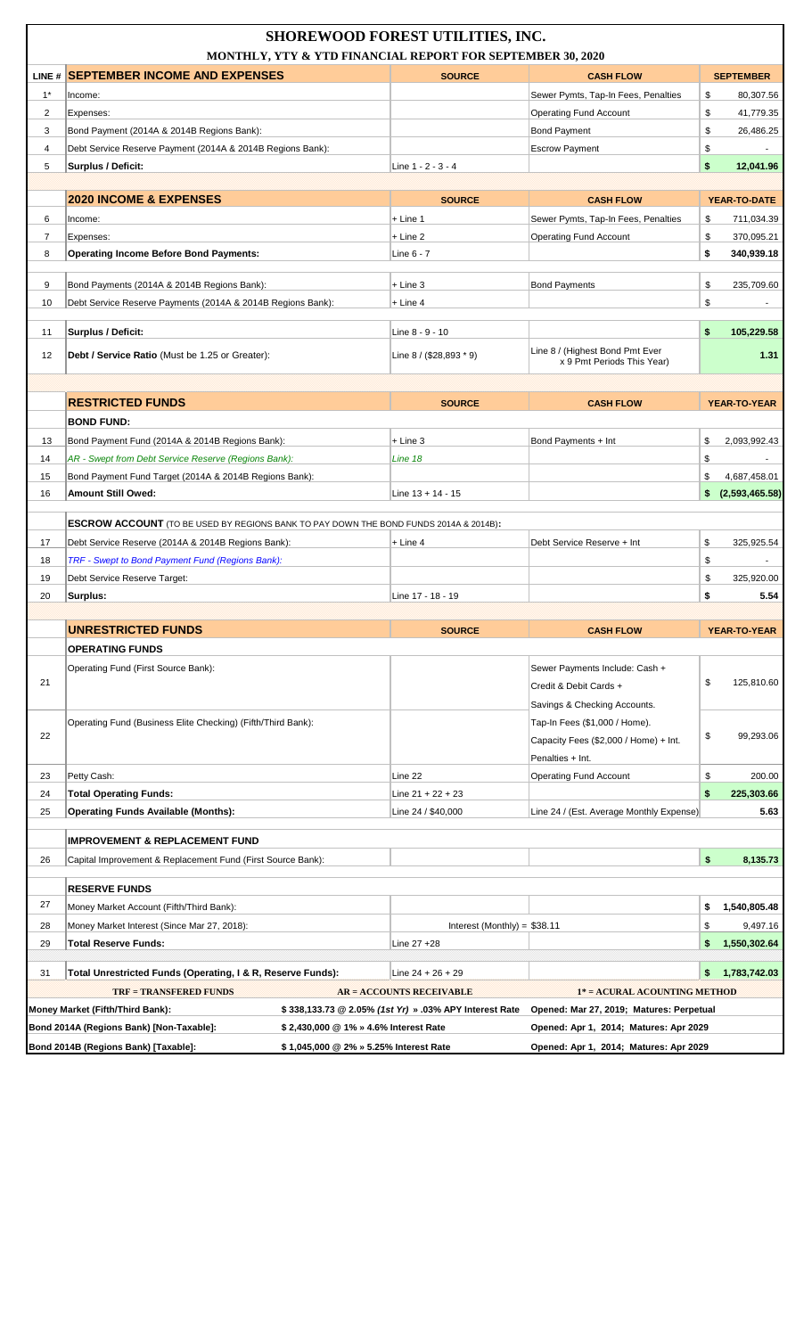# SHOREWOOD FOREST UTILITIES, INC.

## MONTHLY, YTY & YTD FINANCIAL REPORT FOR SEPTEMBER 30, 2020

| LINE # | SEPTEMBER INCOME AND EXPENSES | SOURCE | CASH FLOW | SEPTEMBER |
|---|---|---|---|---|
| 1* | Income: | | Sewer Pymts, Tap-In Fees, Penalties | $ 80,307.56 |
| 2 | Expenses: | | Operating Fund Account | $ 41,779.35 |
| 3 | Bond Payment (2014A & 2014B Regions Bank): | | Bond Payment | $ 26,486.25 |
| 4 | Debt Service Reserve Payment (2014A & 2014B Regions Bank): | | Escrow Payment | $ - |
| 5 | **Surplus / Deficit:** | Line 1 - 2 - 3 - 4 | | **$ 12,041.96** |
| | **2020 INCOME & EXPENSES** | **SOURCE** | **CASH FLOW** | **YEAR-TO-DATE** |
| 6 | Income: | + Line 1 | Sewer Pymts, Tap-In Fees, Penalties | $ 711,034.39 |
| 7 | Expenses: | + Line 2 | Operating Fund Account | $ 370,095.21 |
| 8 | **Operating Income Before Bond Payments:** | Line 6 - 7 | | **$ 340,939.18** |
| 9 | Bond Payments (2014A & 2014B Regions Bank): | + Line 3 | Bond Payments | $ 235,709.60 |
| 10 | Debt Service Reserve Payments (2014A & 2014B Regions Bank): | + Line 4 | | $ - |
| 11 | **Surplus / Deficit:** | Line 8 - 9 - 10 | | **$ 105,229.58** |
| 12 | **Debt / Service Ratio** (Must be 1.25 or Greater): | Line 8 / ($28,893 * 9) | Line 8 / (Highest Bond Pmt Ever x 9 Pmt Periods This Year) | **1.31** |
| | **RESTRICTED FUNDS** | **SOURCE** | **CASH FLOW** | **YEAR-TO-YEAR** |
| | **BOND FUND:** | | | |
| 13 | Bond Payment Fund (2014A & 2014B Regions Bank): | + Line 3 | Bond Payments + Int | $ 2,093,992.43 |
| 14 | *AR - Swept from Debt Service Reserve (Regions Bank):* | *Line 18* | | $ - |
| 15 | Bond Payment Fund Target (2014A & 2014B Regions Bank): | | | $ 4,687,458.01 |
| 16 | **Amount Still Owed:** | Line 13 + 14 - 15 | | **$ (2,593,465.58)** |
| | **ESCROW ACCOUNT** (TO BE USED BY REGIONS BANK TO PAY DOWN THE BOND FUNDS 2014A & 2014B): | | | |
| 17 | Debt Service Reserve (2014A & 2014B Regions Bank): | + Line 4 | Debt Service Reserve + Int | $ 325,925.54 |
| 18 | *TRF - Swept to Bond Payment Fund (Regions Bank):* | | | $ - |
| 19 | Debt Service Reserve Target: | | | $ 325,920.00 |
| 20 | **Surplus:** | Line 17 - 18 - 19 | | **$ 5.54** |
| | **UNRESTRICTED FUNDS** | **SOURCE** | **CASH FLOW** | **YEAR-TO-YEAR** |
| | **OPERATING FUNDS** | | | |
| 21 | Operating Fund (First Source Bank): | | Sewer Payments Include: Cash + Credit & Debit Cards + Savings & Checking Accounts. | $ 125,810.60 |
| 22 | Operating Fund (Business Elite Checking) (Fifth/Third Bank): | | Tap-In Fees ($1,000 / Home). Capacity Fees ($2,000 / Home) + Int. Penalties + Int. | $ 99,293.06 |
| 23 | Petty Cash: | Line 22 | Operating Fund Account | $ 200.00 |
| 24 | **Total Operating Funds:** | Line 21 + 22 + 23 | | **$ 225,303.66** |
| 25 | **Operating Funds Available (Months):** | Line 24 / $40,000 | Line 24 / (Est. Average Monthly Expense) | **5.63** |
| | **IMPROVEMENT & REPLACEMENT FUND** | | | |
| 26 | Capital Improvement & Replacement Fund (First Source Bank): | | | **$ 8,135.73** |
| | **RESERVE FUNDS** | | | |
| 27 | Money Market Account (Fifth/Third Bank): | | | **$ 1,540,805.48** |
| 28 | Money Market Interest (Since Mar 27, 2018): | Interest (Monthly) = $38.11 | | $ 9,497.16 |
| 29 | **Total Reserve Funds:** | Line 27 +28 | | **$ 1,550,302.64** |
| 31 | **Total Unrestricted Funds (Operating, I & R, Reserve Funds):** | Line 24 + 26 + 29 | | **$ 1,783,742.03** |

| TRF = TRANSFERED FUNDS | AR = ACCOUNTS RECEIVABLE | 1* = ACURAL ACOUNTING METHOD |
|---|---|---|
| **Money Market (Fifth/Third Bank):** | $ 338,133.73 @ 2.05% *(1st Yr)* » .03% APY Interest Rate | Opened: Mar 27, 2019; Matures: Perpetual |
| **Bond 2014A (Regions Bank) [Non-Taxable]:** | $ 2,430,000 @ 1% » 4.6% Interest Rate | Opened: Apr 1, 2014; Matures: Apr 2029 |
| **Bond 2014B (Regions Bank) [Taxable]:** | $ 1,045,000 @ 2% » 5.25% Interest Rate | Opened: Apr 1, 2014; Matures: Apr 2029 |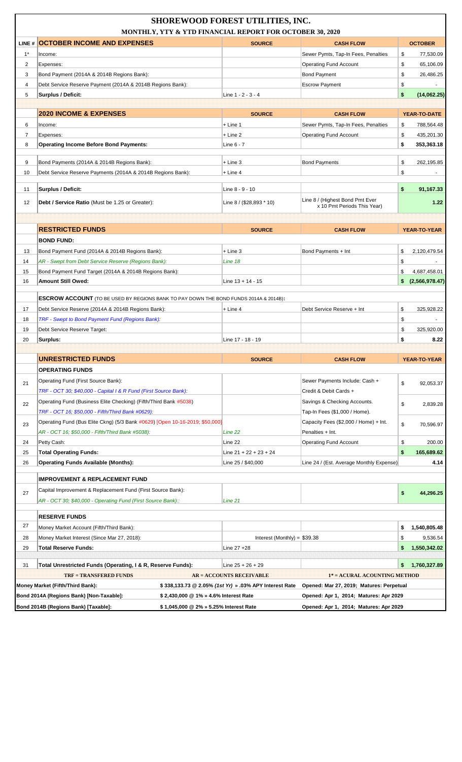# SHOREWOOD FOREST UTILITIES, INC.

## MONTHLY, YTY & YTD FINANCIAL REPORT FOR OCTOBER 30, 2020

| LINE # | OCTOBER INCOME AND EXPENSES | SOURCE | CASH FLOW | OCTOBER |
|---|---|---|---|---|
| 1* | Income: | | Sewer Pymts, Tap-In Fees, Penalties | $ 77,530.09 |
| 2 | Expenses: | | Operating Fund Account | $ 65,106.09 |
| 3 | Bond Payment (2014A & 2014B Regions Bank): | | Bond Payment | $ 26,486.25 |
| 4 | Debt Service Reserve Payment (2014A & 2014B Regions Bank): | | Escrow Payment | $ - |
| 5 | **Surplus / Deficit:** | Line 1 - 2 - 3 - 4 | | **$ (14,062.25)** |
| | **2020 INCOME & EXPENSES** | **SOURCE** | **CASH FLOW** | **YEAR-TO-DATE** |
| 6 | Income: | + Line 1 | Sewer Pymts, Tap-In Fees, Penalties | $ 788,564.48 |
| 7 | Expenses: | + Line 2 | Operating Fund Account | $ 435,201.30 |
| 8 | **Operating Income Before Bond Payments:** | Line 6 - 7 | | **$ 353,363.18** |
| 9 | Bond Payments (2014A & 2014B Regions Bank): | + Line 3 | Bond Payments | $ 262,195.85 |
| 10 | Debt Service Reserve Payments (2014A & 2014B Regions Bank): | + Line 4 | | $ - |
| 11 | **Surplus / Deficit:** | Line 8 - 9 - 10 | | **$ 91,167.33** |
| 12 | **Debt / Service Ratio** (Must be 1.25 or Greater): | Line 8 / ($28,893 * 10) | Line 8 / (Highest Bond Pmt Ever x 10 Pmt Periods This Year) | **1.22** |
| | **RESTRICTED FUNDS** | **SOURCE** | **CASH FLOW** | **YEAR-TO-YEAR** |
| | **BOND FUND:** | | | |
| 13 | Bond Payment Fund (2014A & 2014B Regions Bank): | + Line 3 | Bond Payments + Int | $ 2,120,479.54 |
| 14 | *AR - Swept from Debt Service Reserve (Regions Bank):* | *Line 18* | | $ - |
| 15 | Bond Payment Fund Target (2014A & 2014B Regions Bank): | | | $ 4,687,458.01 |
| 16 | **Amount Still Owed:** | Line 13 + 14 - 15 | | **$ (2,566,978.47)** |
| | **ESCROW ACCOUNT** (TO BE USED BY REGIONS BANK TO PAY DOWN THE BOND FUNDS 2014A & 2014B): | | | |
| 17 | Debt Service Reserve (2014A & 2014B Regions Bank): | + Line 4 | Debt Service Reserve + Int | $ 325,928.22 |
| 18 | *TRF - Swept to Bond Payment Fund (Regions Bank):* | | | $ - |
| 19 | Debt Service Reserve Target: | | | $ 325,920.00 |
| 20 | **Surplus:** | Line 17 - 18 - 19 | | **$ 8.22** |
| | **UNRESTRICTED FUNDS** | **SOURCE** | **CASH FLOW** | **YEAR-TO-YEAR** |
| | **OPERATING FUNDS** | | | |
| 21 | Operating Fund (First Source Bank): *TRF - OCT 30; $40,000 - Capital I & R Fund (First Source Bank):* | | Sewer Payments Include: Cash + Credit & Debit Cards + | $ 92,053.37 |
| 22 | Operating Fund (Business Elite Checking) (Fifth/Third Bank #5038) *TRF - OCT 16; $50,000 - Fifth/Third Bank #0629):* | | Savings & Checking Accounts. Tap-In Fees ($1,000 / Home). | $ 2,839.28 |
| 23 | Operating Fund (Bus Elite Ckng) (5/3 Bank #0629) [Open 10-16-2019; $50,000] *AR - OCT 16; $50,000 - Fifth/Third Bank #5038):* | *Line 22* | Capacity Fees ($2,000 / Home) + Int. Penalties + Int. | $ 70,596.97 |
| 24 | Petty Cash: | Line 22 | Operating Fund Account | $ 200.00 |
| 25 | **Total Operating Funds:** | Line 21 + 22 + 23 + 24 | | **$ 165,689.62** |
| 26 | **Operating Funds Available (Months):** | Line 25 / $40,000 | Line 24 / (Est. Average Monthly Expense) | **4.14** |
| | **IMPROVEMENT & REPLACEMENT FUND** | | | |
| 27 | Capital Improvement & Replacement Fund (First Source Bank): *AR - OCT 30; $40,000 - Operating Fund (First Source Bank)::* | *Line 21* | | **$ 44,296.25** |
| | **RESERVE FUNDS** | | | |
| 27 | Money Market Account (Fifth/Third Bank): | | | **$ 1,540,805.48** |
| 28 | Money Market Interest (Since Mar 27, 2018): | Interest (Monthly) = $39.38 | | $ 9,536.54 |
| 29 | **Total Reserve Funds:** | Line 27 +28 | | **$ 1,550,342.02** |
| 31 | **Total Unrestricted Funds (Operating, I & R, Reserve Funds):** | Line 25 + 26 + 29 | | **$ 1,760,327.89** |

| TRF = TRANSFERED FUNDS | AR = ACCOUNTS RECEIVABLE | 1* = ACURAL ACOUNTING METHOD |
|---|---|---|
| **Money Market (Fifth/Third Bank):** | **$ 338,133.73 @ 2.05% (*1st Yr*) » .03% APY Interest Rate** | **Opened: Mar 27, 2019; Matures: Perpetual** |
| **Bond 2014A (Regions Bank) [Non-Taxable]:** | **$ 2,430,000 @ 1% » 4.6% Interest Rate** | **Opened: Apr 1, 2014; Matures: Apr 2029** |
| **Bond 2014B (Regions Bank) [Taxable]:** | **$ 1,045,000 @ 2% » 5.25% Interest Rate** | **Opened: Apr 1, 2014; Matures: Apr 2029** |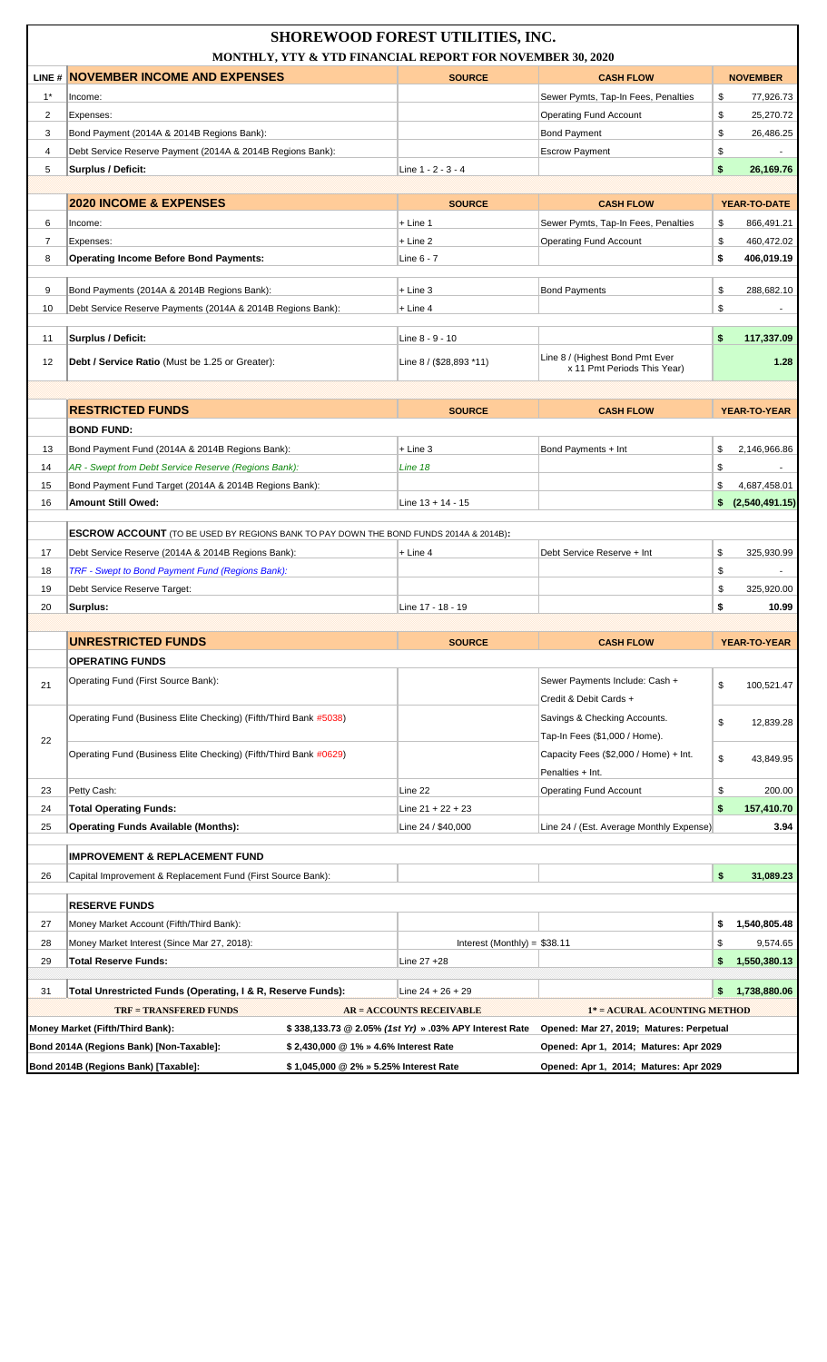# SHOREWOOD FOREST UTILITIES, INC.

## MONTHLY, YTY & YTD FINANCIAL REPORT FOR NOVEMBER 30, 2020

| LINE # | NOVEMBER INCOME AND EXPENSES | SOURCE | CASH FLOW | NOVEMBER |
|---|---|---|---|---|
| 1* | Income: | | Sewer Pymts, Tap-In Fees, Penalties | $ 77,926.73 |
| 2 | Expenses: | | Operating Fund Account | $ 25,270.72 |
| 3 | Bond Payment (2014A & 2014B Regions Bank): | | Bond Payment | $ 26,486.25 |
| 4 | Debt Service Reserve Payment (2014A & 2014B Regions Bank): | | Escrow Payment | $ - |
| 5 | **Surplus / Deficit:** | Line 1 - 2 - 3 - 4 | | **$ 26,169.76** |
| | **2020 INCOME & EXPENSES** | **SOURCE** | **CASH FLOW** | **YEAR-TO-DATE** |
| 6 | Income: | + Line 1 | Sewer Pymts, Tap-In Fees, Penalties | $ 866,491.21 |
| 7 | Expenses: | + Line 2 | Operating Fund Account | $ 460,472.02 |
| 8 | **Operating Income Before Bond Payments:** | Line 6 - 7 | | **$ 406,019.19** |
| 9 | Bond Payments (2014A & 2014B Regions Bank): | + Line 3 | Bond Payments | $ 288,682.10 |
| 10 | Debt Service Reserve Payments (2014A & 2014B Regions Bank): | + Line 4 | | $ - |
| 11 | **Surplus / Deficit:** | Line 8 - 9 - 10 | | **$ 117,337.09** |
| 12 | **Debt / Service Ratio** (Must be 1.25 or Greater): | Line 8 / ($28,893 *11) | Line 8 / (Highest Bond Pmt Ever x 11 Pmt Periods This Year) | **1.28** |
| | **RESTRICTED FUNDS** | **SOURCE** | **CASH FLOW** | **YEAR-TO-YEAR** |
| | **BOND FUND:** | | | |
| 13 | Bond Payment Fund (2014A & 2014B Regions Bank): | + Line 3 | Bond Payments + Int | $ 2,146,966.86 |
| 14 | *AR - Swept from Debt Service Reserve (Regions Bank):* | *Line 18* | | $ - |
| 15 | Bond Payment Target (2014A & 2014B Regions Bank): | | | $ 4,687,458.01 |
| 16 | **Amount Still Owed:** | Line 13 + 14 - 15 | | **$ (2,540,491.15)** |
| | **ESCROW ACCOUNT** (TO BE USED BY REGIONS BANK TO PAY DOWN THE BOND FUNDS 2014A & 2014B): | | | |
| 17 | Debt Service Reserve (2014A & 2014B Regions Bank): | + Line 4 | Debt Service Reserve + Int | $ 325,930.99 |
| 18 | *TRF - Swept to Bond Payment Fund (Regions Bank):* | | | $ - |
| 19 | Debt Service Reserve Target: | | | $ 325,920.00 |
| 20 | **Surplus:** | Line 17 - 18 - 19 | | **$ 10.99** |
| | **UNRESTRICTED FUNDS** | **SOURCE** | **CASH FLOW** | **YEAR-TO-YEAR** |
| | **OPERATING FUNDS** | | | |
| 21 | Operating Fund (First Source Bank): | | Sewer Payments Include: Cash + Credit & Debit Cards + | $ 100,521.47 |
| 22 | Operating Fund (Business Elite Checking) (Fifth/Third Bank #5038) | | Savings & Checking Accounts. Tap-In Fees ($1,000 / Home). | $ 12,839.28 |
| | Operating Fund (Business Elite Checking) (Fifth/Third Bank #0629) | | Capacity Fees ($2,000 / Home) + Int. Penalties + Int. | $ 43,849.95 |
| 23 | Petty Cash: | Line 22 | Operating Fund Account | $ 200.00 |
| 24 | **Total Operating Funds:** | Line 21 + 22 + 23 | | **$ 157,410.70** |
| 25 | **Operating Funds Available (Months):** | Line 24 / $40,000 | Line 24 / (Est. Average Monthly Expense) | **3.94** |
| | **IMPROVEMENT & REPLACEMENT FUND** | | | |
| 26 | Capital Improvement & Replacement Fund (First Source Bank): | | | **$ 31,089.23** |
| | **RESERVE FUNDS** | | | |
| 27 | Money Market Account (Fifth/Third Bank): | | | **$ 1,540,805.48** |
| 28 | Money Market Interest (Since Mar 27, 2018): | Interest (Monthly) = $38.11 | | $ 9,574.65 |
| 29 | **Total Reserve Funds:** | Line 27 +28 | | **$ 1,550,380.13** |
| 31 | **Total Unrestricted Funds (Operating, I & R, Reserve Funds):** | Line 24 + 26 + 29 | | **$ 1,738,880.06** |

| TRF = TRANSFERED FUNDS | AR = ACCOUNTS RECEIVABLE | 1* = ACURAL ACOUNTING METHOD |
|---|---|---|
| **Money Market (Fifth/Third Bank):** | **$ 338,133.73 @ 2.05% *(1st Yr)* » .03% APY Interest Rate** | **Opened: Mar 27, 2019; Matures: Perpetual** |
| **Bond 2014A (Regions Bank) [Non-Taxable]:** | **$ 2,430,000 @ 1% » 4.6% Interest Rate** | **Opened: Apr 1, 2014; Matures: Apr 2029** |
| **Bond 2014B (Regions Bank) [Taxable]:** | **$ 1,045,000 @ 2% » 5.25% Interest Rate** | **Opened: Apr 1, 2014; Matures: Apr 2029** |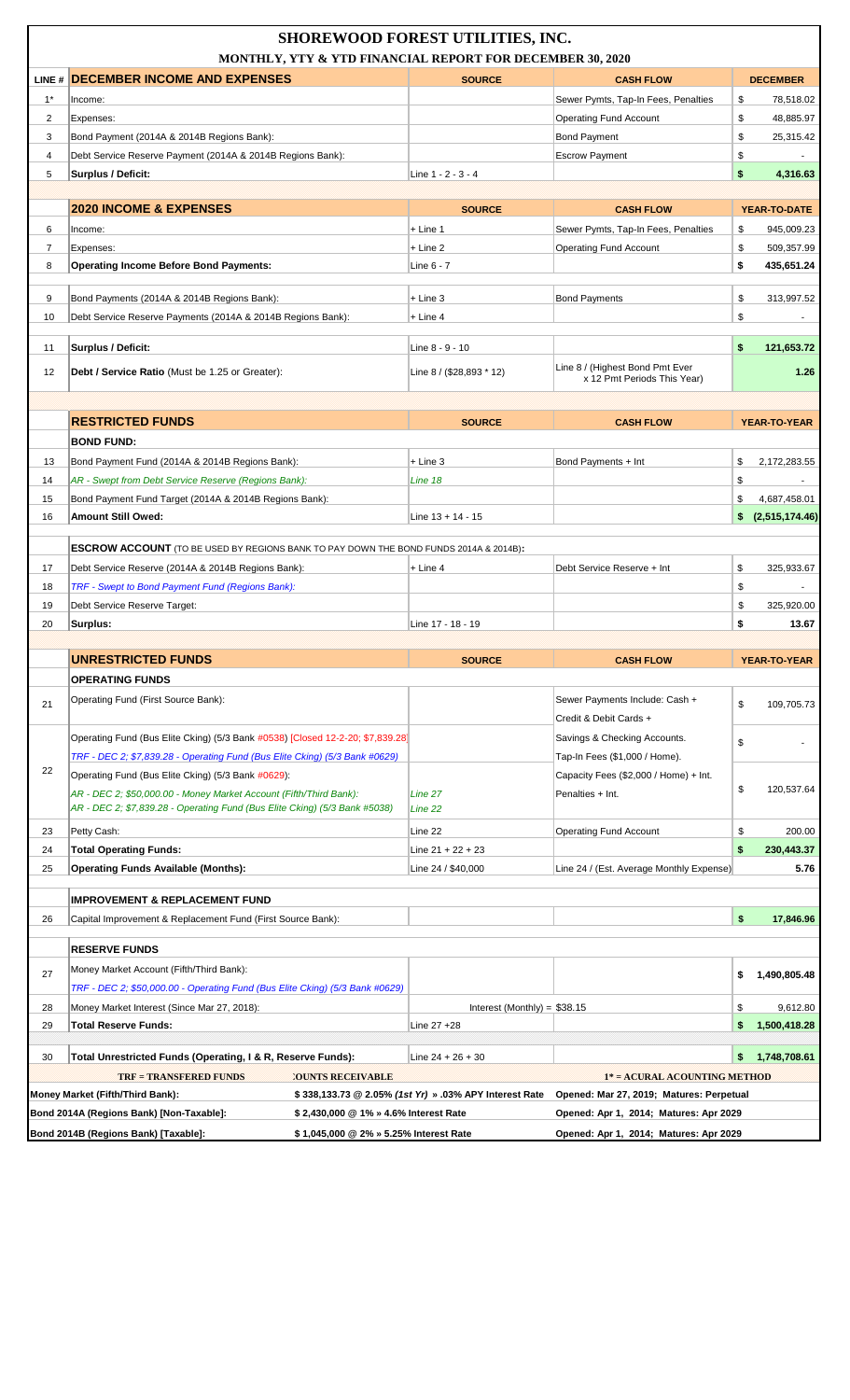# SHOREWOOD FOREST UTILITIES, INC.

## MONTHLY, YTY & YTD FINANCIAL REPORT FOR DECEMBER 30, 2020

| LINE # | DECEMBER INCOME AND EXPENSES | SOURCE | CASH FLOW | DECEMBER |
|---|---|---|---|---|
| 1* | Income: | | Sewer Pymts, Tap-In Fees, Penalties | $ 78,518.02 |
| 2 | Expenses: | | Operating Fund Account | $ 48,885.97 |
| 3 | Bond Payment (2014A & 2014B Regions Bank): | | Bond Payment | $ 25,315.42 |
| 4 | Debt Service Reserve Payment (2014A & 2014B Regions Bank): | | Escrow Payment | $ - |
| 5 | **Surplus / Deficit:** | Line 1 - 2 - 3 - 4 | | **$ 4,316.63** |

| | 2020 INCOME & EXPENSES | SOURCE | CASH FLOW | YEAR-TO-DATE |
|---|---|---|---|---|
| 6 | Income: | + Line 1 | Sewer Pymts, Tap-In Fees, Penalties | $ 945,009.23 |
| 7 | Expenses: | + Line 2 | Operating Fund Account | $ 509,357.99 |
| 8 | **Operating Income Before Bond Payments:** | Line 6 - 7 | | **$ 435,651.24** |
| 9 | Bond Payments (2014A & 2014B Regions Bank): | + Line 3 | Bond Payments | $ 313,997.52 |
| 10 | Debt Service Reserve Payments (2014A & 2014B Regions Bank): | + Line 4 | | $ - |
| 11 | **Surplus / Deficit:** | Line 8 - 9 - 10 | | **$ 121,653.72** |
| 12 | **Debt / Service Ratio** (Must be 1.25 or Greater): | Line 8 / ($28,893 * 12) | Line 8 / (Highest Bond Pmt Ever x 12 Pmt Periods This Year) | **1.26** |

| | RESTRICTED FUNDS | SOURCE | CASH FLOW | YEAR-TO-YEAR |
|---|---|---|---|---|
| | **BOND FUND:** | | | |
| 13 | Bond Payment Fund (2014A & 2014B Regions Bank): | + Line 3 | Bond Payments + Int | $ 2,172,283.55 |
| 14 | *AR - Swept from Debt Service Reserve (Regions Bank):* | *Line 18* | | $ - |
| 15 | Bond Payment Fund Target (2014A & 2014B Regions Bank): | | | $ 4,687,458.01 |
| 16 | **Amount Still Owed:** | Line 13 + 14 - 15 | | **$ (2,515,174.46)** |
| | **ESCROW ACCOUNT** (TO BE USED BY REGIONS BANK TO PAY DOWN THE BOND FUNDS 2014A & 2014B): | | | |
| 17 | Debt Service Reserve (2014A & 2014B Regions Bank): | + Line 4 | Debt Service Reserve + Int | $ 325,933.67 |
| 18 | *TRF - Swept to Bond Payment Fund (Regions Bank):* | | | $ - |
| 19 | Debt Service Reserve Target: | | | $ 325,920.00 |
| 20 | **Surplus:** | Line 17 - 18 - 19 | | **$ 13.67** |

| | UNRESTRICTED FUNDS | SOURCE | CASH FLOW | YEAR-TO-YEAR |
|---|---|---|---|---|
| | **OPERATING FUNDS** | | | |
| 21 | Operating Fund (First Source Bank): | | Sewer Payments Include: Cash + Credit & Debit Cards + | $ 109,705.73 |
| | Operating Fund (Bus Elite Cking) (5/3 Bank #0538) [Closed 12-2-20; $7,839.28] *TRF - DEC 2; $7,839.28 - Operating Fund (Bus Elite Cking) (5/3 Bank #0629)* | | Savings & Checking Accounts. Tap-In Fees ($1,000 / Home). | $ - |
| 22 | Operating Fund (Bus Elite Cking) (5/3 Bank #0629): *AR - DEC 2; $50,000.00 - Money Market Account (Fifth/Third Bank):* *AR - DEC 2; $7,839.28 - Operating Fund (Bus Elite Cking) (5/3 Bank #5038)* | Line 27 Line 22 | Capacity Fees ($2,000 / Home) + Int. Penalties + Int. | $ 120,537.64 |
| 23 | Petty Cash: | Line 22 | Operating Fund Account | $ 200.00 |
| 24 | **Total Operating Funds:** | Line 21 + 22 + 23 | | **$ 230,443.37** |
| 25 | **Operating Funds Available (Months):** | Line 24 / $40,000 | Line 24 / (Est. Average Monthly Expense) | **5.76** |
| | **IMPROVEMENT & REPLACEMENT FUND** | | | |
| 26 | Capital Improvement & Replacement Fund (First Source Bank): | | | **$ 17,846.96** |
| | **RESERVE FUNDS** | | | |
| 27 | Money Market Account (Fifth/Third Bank): *TRF - DEC 2; $50,000.00 - Operating Fund (Bus Elite Cking) (5/3 Bank #0629)* | | | **$ 1,490,805.48** |
| 28 | Money Market Interest (Since Mar 27, 2018): | Interest (Monthly) = $38.15 | | $ 9,612.80 |
| 29 | **Total Reserve Funds:** | Line 27 +28 | | **$ 1,500,418.28** |
| 30 | **Total Unrestricted Funds (Operating, I & R, Reserve Funds):** | Line 24 + 26 + 30 | | **$ 1,748,708.61** |

| | | |
|---|---|---|
| **TRF = TRANSFERED FUNDS** | **:OUNTS RECEIVABLE** | **1* = ACURAL ACOUNTING METHOD** |
| **Money Market (Fifth/Third Bank):** | **$ 338,133.73 @ 2.05% *(1st Yr)* » .03% APY Interest Rate** | **Opened: Mar 27, 2019; Matures: Perpetual** |
| **Bond 2014A (Regions Bank) [Non-Taxable]:** | **$ 2,430,000 @ 1% » 4.6% Interest Rate** | **Opened: Apr 1, 2014; Matures: Apr 2029** |
| **Bond 2014B (Regions Bank) [Taxable]:** | **$ 1,045,000 @ 2% » 5.25% Interest Rate** | **Opened: Apr 1, 2014; Matures: Apr 2029** |